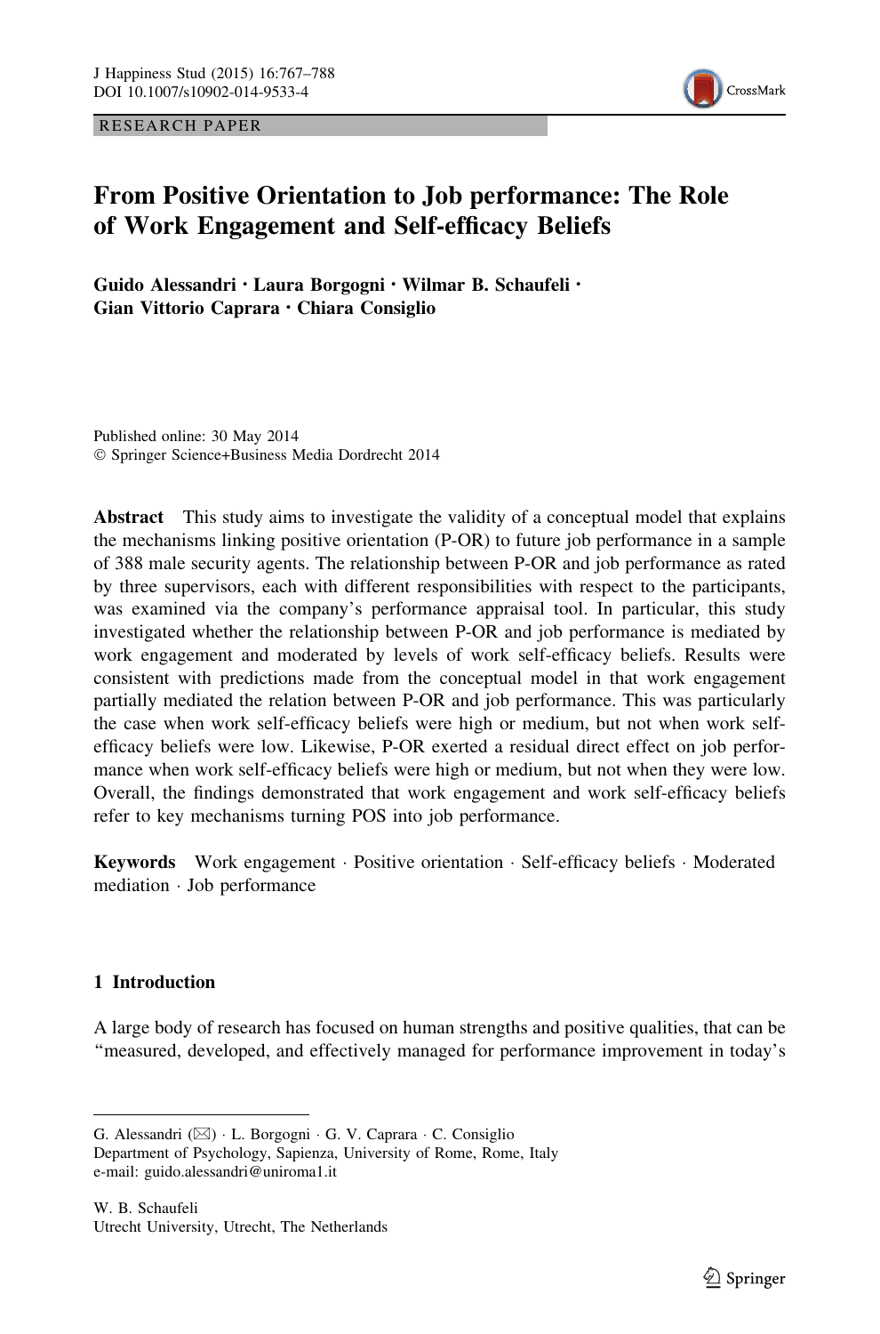RESEARCH PAPER

# From Positive Orientation to Job performance: The Role of Work Engagement and Self-efficacy Beliefs

**Guido Alessandri · Laura Borgogni · Wilmar B. Schaufeli · Gian Vittorio Caprara · Chiara Consiglio**

Published online: 30 May 2014
© Springer Science+Business Media Dordrecht 2014

**Abstract** This study aims to investigate the validity of a conceptual model that explains the mechanisms linking positive orientation (P-OR) to future job performance in a sample of 388 male security agents. The relationship between P-OR and job performance as rated by three supervisors, each with different responsibilities with respect to the participants, was examined via the company's performance appraisal tool. In particular, this study investigated whether the relationship between P-OR and job performance is mediated by work engagement and moderated by levels of work self-efficacy beliefs. Results were consistent with predictions made from the conceptual model in that work engagement partially mediated the relation between P-OR and job performance. This was particularly the case when work self-efficacy beliefs were high or medium, but not when work self-efficacy beliefs were low. Likewise, P-OR exerted a residual direct effect on job performance when work self-efficacy beliefs were high or medium, but not when they were low. Overall, the findings demonstrated that work engagement and work self-efficacy beliefs refer to key mechanisms turning POS into job performance.

**Keywords** Work engagement · Positive orientation · Self-efficacy beliefs · Moderated mediation · Job performance

## 1 Introduction

A large body of research has focused on human strengths and positive qualities, that can be "measured, developed, and effectively managed for performance improvement in today's

---

G. Alessandri (✉) · L. Borgogni · G. V. Caprara · C. Consiglio
Department of Psychology, Sapienza, University of Rome, Rome, Italy
e-mail: guido.alessandri@uniroma1.it

W. B. Schaufeli
Utrecht University, Utrecht, The Netherlands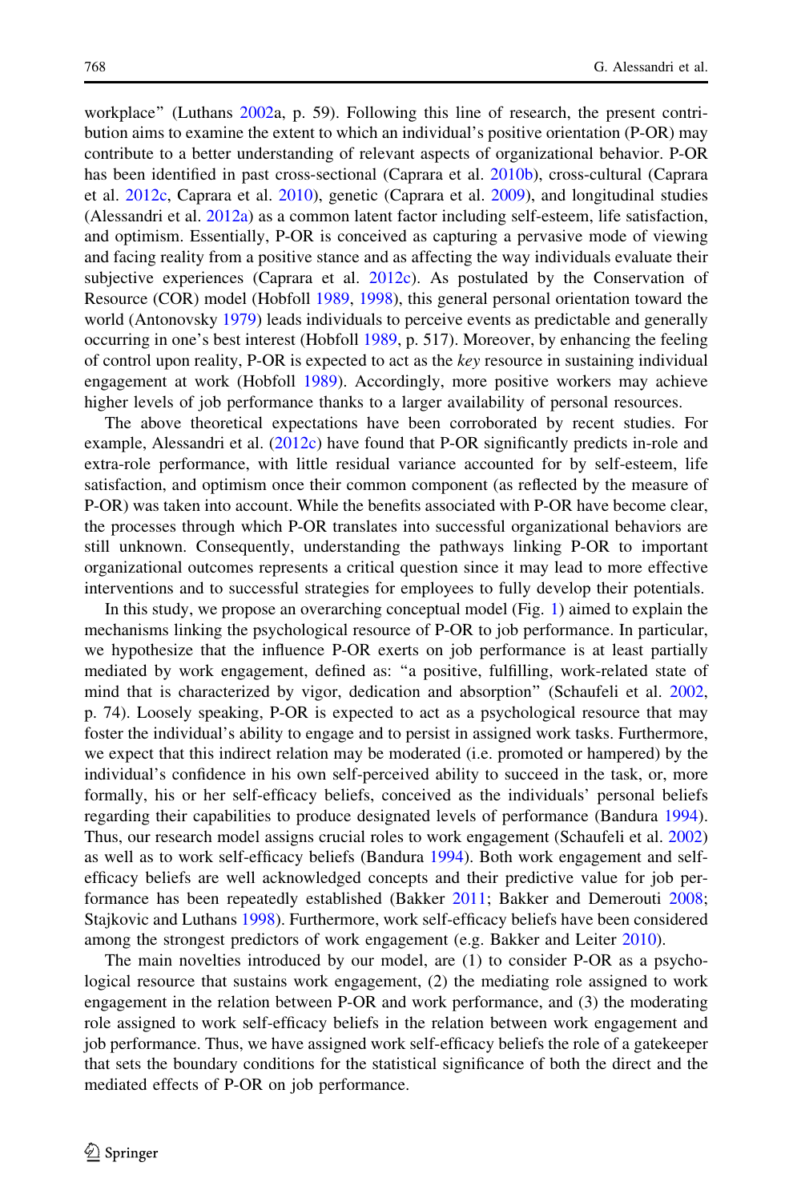workplace" (Luthans 2002a, p. 59). Following this line of research, the present contribution aims to examine the extent to which an individual's positive orientation (P-OR) may contribute to a better understanding of relevant aspects of organizational behavior. P-OR has been identified in past cross-sectional (Caprara et al. 2010b), cross-cultural (Caprara et al. 2012c, Caprara et al. 2010), genetic (Caprara et al. 2009), and longitudinal studies (Alessandri et al. 2012a) as a common latent factor including self-esteem, life satisfaction, and optimism. Essentially, P-OR is conceived as capturing a pervasive mode of viewing and facing reality from a positive stance and as affecting the way individuals evaluate their subjective experiences (Caprara et al. 2012c). As postulated by the Conservation of Resource (COR) model (Hobfoll 1989, 1998), this general personal orientation toward the world (Antonovsky 1979) leads individuals to perceive events as predictable and generally occurring in one's best interest (Hobfoll 1989, p. 517). Moreover, by enhancing the feeling of control upon reality, P-OR is expected to act as the *key* resource in sustaining individual engagement at work (Hobfoll 1989). Accordingly, more positive workers may achieve higher levels of job performance thanks to a larger availability of personal resources.

The above theoretical expectations have been corroborated by recent studies. For example, Alessandri et al. (2012c) have found that P-OR significantly predicts in-role and extra-role performance, with little residual variance accounted for by self-esteem, life satisfaction, and optimism once their common component (as reflected by the measure of P-OR) was taken into account. While the benefits associated with P-OR have become clear, the processes through which P-OR translates into successful organizational behaviors are still unknown. Consequently, understanding the pathways linking P-OR to important organizational outcomes represents a critical question since it may lead to more effective interventions and to successful strategies for employees to fully develop their potentials.

In this study, we propose an overarching conceptual model (Fig. 1) aimed to explain the mechanisms linking the psychological resource of P-OR to job performance. In particular, we hypothesize that the influence P-OR exerts on job performance is at least partially mediated by work engagement, defined as: "a positive, fulfilling, work-related state of mind that is characterized by vigor, dedication and absorption" (Schaufeli et al. 2002, p. 74). Loosely speaking, P-OR is expected to act as a psychological resource that may foster the individual's ability to engage and to persist in assigned work tasks. Furthermore, we expect that this indirect relation may be moderated (i.e. promoted or hampered) by the individual's confidence in his own self-perceived ability to succeed in the task, or, more formally, his or her self-efficacy beliefs, conceived as the individuals' personal beliefs regarding their capabilities to produce designated levels of performance (Bandura 1994). Thus, our research model assigns crucial roles to work engagement (Schaufeli et al. 2002) as well as to work self-efficacy beliefs (Bandura 1994). Both work engagement and self-efficacy beliefs are well acknowledged concepts and their predictive value for job performance has been repeatedly established (Bakker 2011; Bakker and Demerouti 2008; Stajkovic and Luthans 1998). Furthermore, work self-efficacy beliefs have been considered among the strongest predictors of work engagement (e.g. Bakker and Leiter 2010).

The main novelties introduced by our model, are (1) to consider P-OR as a psychological resource that sustains work engagement, (2) the mediating role assigned to work engagement in the relation between P-OR and work performance, and (3) the moderating role assigned to work self-efficacy beliefs in the relation between work engagement and job performance. Thus, we have assigned work self-efficacy beliefs the role of a gatekeeper that sets the boundary conditions for the statistical significance of both the direct and the mediated effects of P-OR on job performance.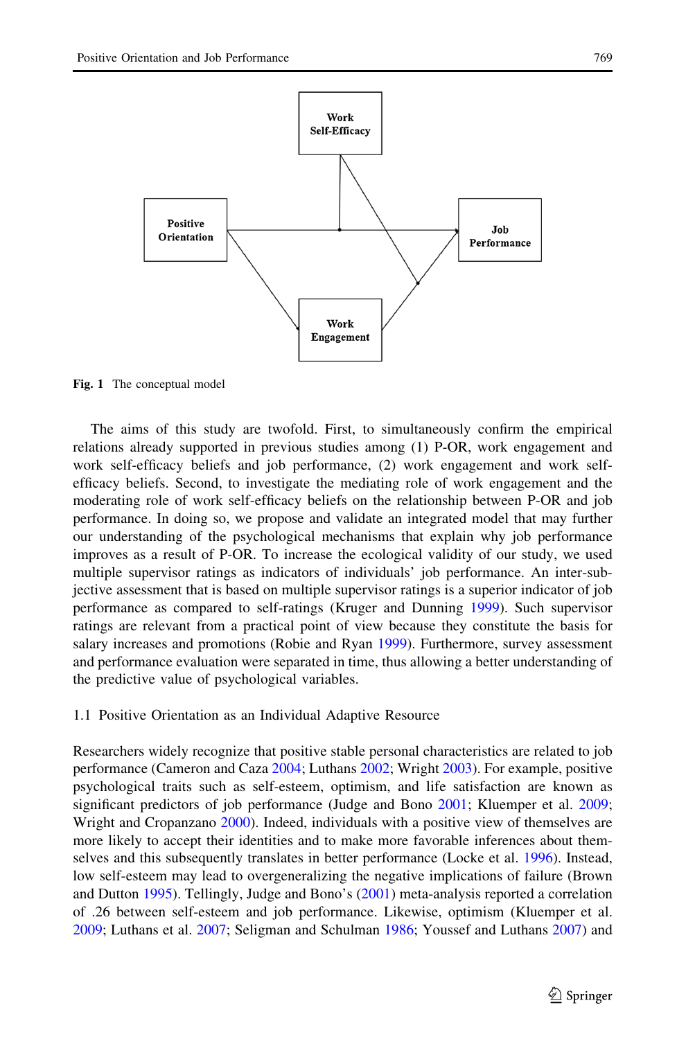Fig. 1 The conceptual model

The aims of this study are twofold. First, to simultaneously confirm the empirical relations already supported in previous studies among (1) P-OR, work engagement and work self-efficacy beliefs and job performance, (2) work engagement and work self-efficacy beliefs. Second, to investigate the mediating role of work engagement and the moderating role of work self-efficacy beliefs on the relationship between P-OR and job performance. In doing so, we propose and validate an integrated model that may further our understanding of the psychological mechanisms that explain why job performance improves as a result of P-OR. To increase the ecological validity of our study, we used multiple supervisor ratings as indicators of individuals' job performance. An inter-subjective assessment that is based on multiple supervisor ratings is a superior indicator of job performance as compared to self-ratings (Kruger and Dunning 1999). Such supervisor ratings are relevant from a practical point of view because they constitute the basis for salary increases and promotions (Robie and Ryan 1999). Furthermore, survey assessment and performance evaluation were separated in time, thus allowing a better understanding of the predictive value of psychological variables.

### 1.1 Positive Orientation as an Individual Adaptive Resource

Researchers widely recognize that positive stable personal characteristics are related to job performance (Cameron and Caza 2004; Luthans 2002; Wright 2003). For example, positive psychological traits such as self-esteem, optimism, and life satisfaction are known as significant predictors of job performance (Judge and Bono 2001; Kluemper et al. 2009; Wright and Cropanzano 2000). Indeed, individuals with a positive view of themselves are more likely to accept their identities and to make more favorable inferences about themselves and this subsequently translates in better performance (Locke et al. 1996). Instead, low self-esteem may lead to overgeneralizing the negative implications of failure (Brown and Dutton 1995). Tellingly, Judge and Bono's (2001) meta-analysis reported a correlation of .26 between self-esteem and job performance. Likewise, optimism (Kluemper et al. 2009; Luthans et al. 2007; Seligman and Schulman 1986; Youssef and Luthans 2007) and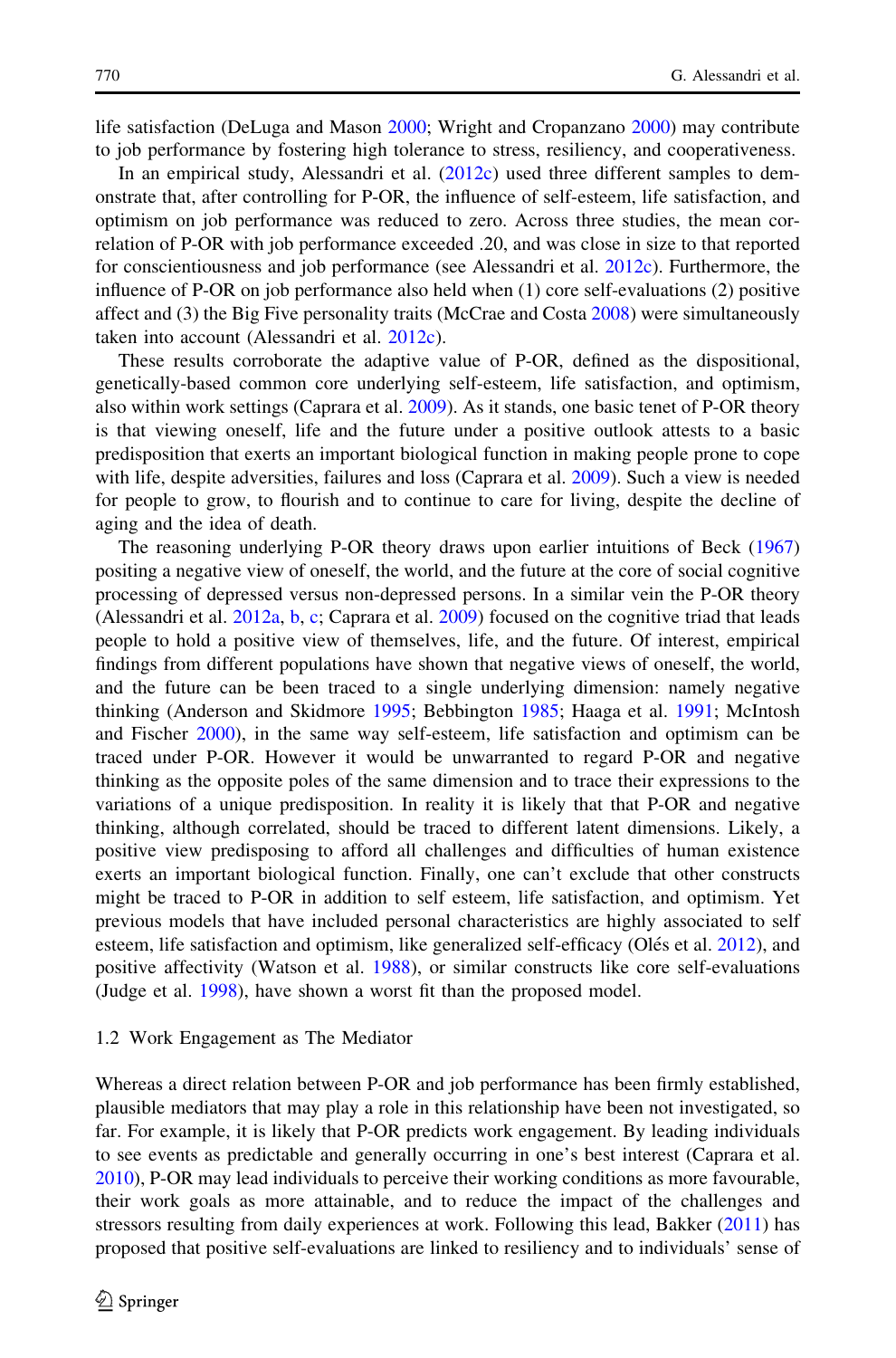life satisfaction (DeLuga and Mason 2000; Wright and Cropanzano 2000) may contribute to job performance by fostering high tolerance to stress, resiliency, and cooperativeness.

In an empirical study, Alessandri et al. (2012c) used three different samples to demonstrate that, after controlling for P-OR, the influence of self-esteem, life satisfaction, and optimism on job performance was reduced to zero. Across three studies, the mean correlation of P-OR with job performance exceeded .20, and was close in size to that reported for conscientiousness and job performance (see Alessandri et al. 2012c). Furthermore, the influence of P-OR on job performance also held when (1) core self-evaluations (2) positive affect and (3) the Big Five personality traits (McCrae and Costa 2008) were simultaneously taken into account (Alessandri et al. 2012c).

These results corroborate the adaptive value of P-OR, defined as the dispositional, genetically-based common core underlying self-esteem, life satisfaction, and optimism, also within work settings (Caprara et al. 2009). As it stands, one basic tenet of P-OR theory is that viewing oneself, life and the future under a positive outlook attests to a basic predisposition that exerts an important biological function in making people prone to cope with life, despite adversities, failures and loss (Caprara et al. 2009). Such a view is needed for people to grow, to flourish and to continue to care for living, despite the decline of aging and the idea of death.

The reasoning underlying P-OR theory draws upon earlier intuitions of Beck (1967) positing a negative view of oneself, the world, and the future at the core of social cognitive processing of depressed versus non-depressed persons. In a similar vein the P-OR theory (Alessandri et al. 2012a, b, c; Caprara et al. 2009) focused on the cognitive triad that leads people to hold a positive view of themselves, life, and the future. Of interest, empirical findings from different populations have shown that negative views of oneself, the world, and the future can be been traced to a single underlying dimension: namely negative thinking (Anderson and Skidmore 1995; Bebbington 1985; Haaga et al. 1991; McIntosh and Fischer 2000), in the same way self-esteem, life satisfaction and optimism can be traced under P-OR. However it would be unwarranted to regard P-OR and negative thinking as the opposite poles of the same dimension and to trace their expressions to the variations of a unique predisposition. In reality it is likely that that P-OR and negative thinking, although correlated, should be traced to different latent dimensions. Likely, a positive view predisposing to afford all challenges and difficulties of human existence exerts an important biological function. Finally, one can't exclude that other constructs might be traced to P-OR in addition to self esteem, life satisfaction, and optimism. Yet previous models that have included personal characteristics are highly associated to self esteem, life satisfaction and optimism, like generalized self-efficacy (Olés et al. 2012), and positive affectivity (Watson et al. 1988), or similar constructs like core self-evaluations (Judge et al. 1998), have shown a worst fit than the proposed model.

### 1.2 Work Engagement as The Mediator

Whereas a direct relation between P-OR and job performance has been firmly established, plausible mediators that may play a role in this relationship have been not investigated, so far. For example, it is likely that P-OR predicts work engagement. By leading individuals to see events as predictable and generally occurring in one's best interest (Caprara et al. 2010), P-OR may lead individuals to perceive their working conditions as more favourable, their work goals as more attainable, and to reduce the impact of the challenges and stressors resulting from daily experiences at work. Following this lead, Bakker (2011) has proposed that positive self-evaluations are linked to resiliency and to individuals' sense of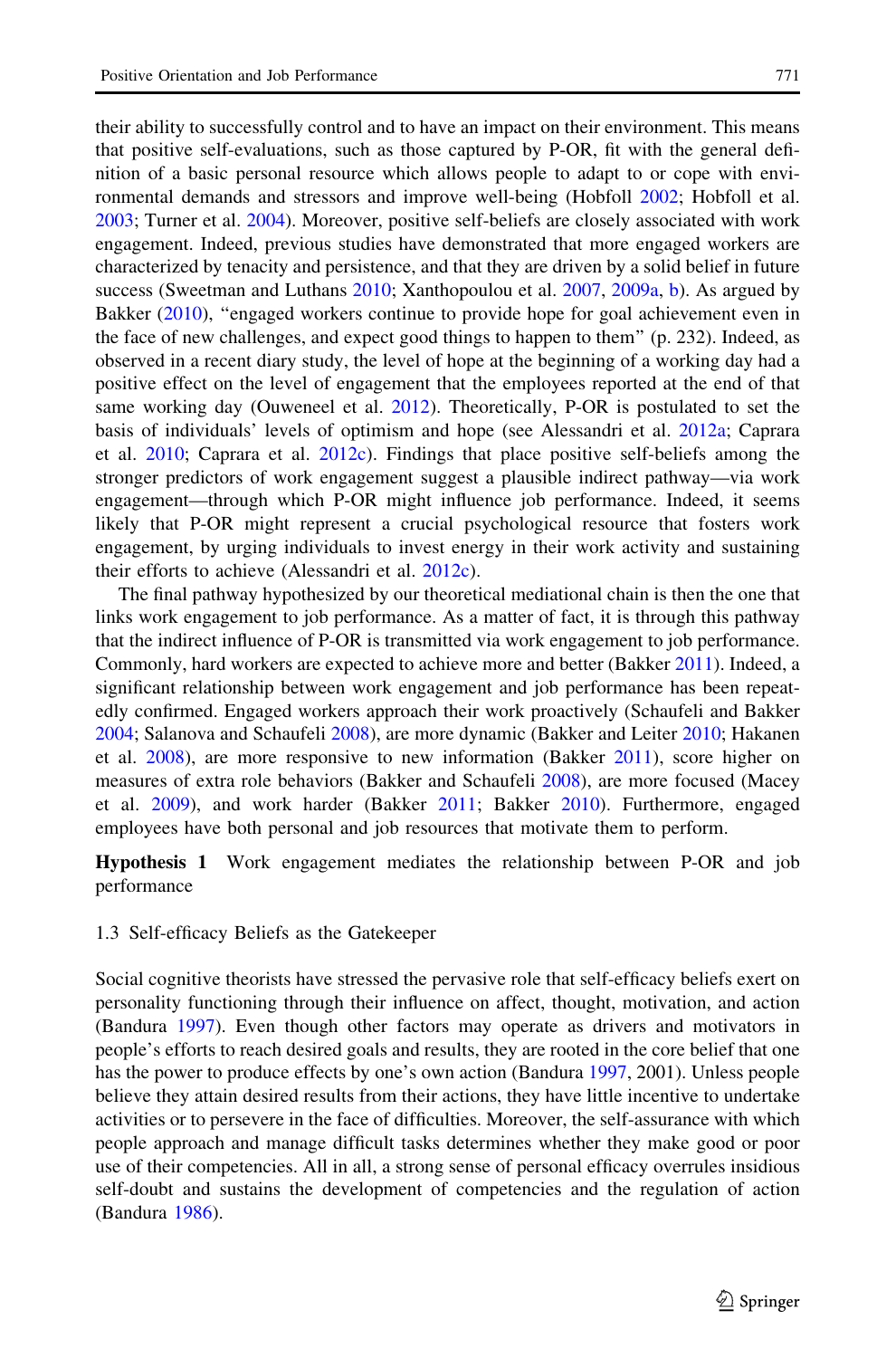their ability to successfully control and to have an impact on their environment. This means that positive self-evaluations, such as those captured by P-OR, fit with the general definition of a basic personal resource which allows people to adapt to or cope with environmental demands and stressors and improve well-being (Hobfoll 2002; Hobfoll et al. 2003; Turner et al. 2004). Moreover, positive self-beliefs are closely associated with work engagement. Indeed, previous studies have demonstrated that more engaged workers are characterized by tenacity and persistence, and that they are driven by a solid belief in future success (Sweetman and Luthans 2010; Xanthopoulou et al. 2007, 2009a, b). As argued by Bakker (2010), "engaged workers continue to provide hope for goal achievement even in the face of new challenges, and expect good things to happen to them" (p. 232). Indeed, as observed in a recent diary study, the level of hope at the beginning of a working day had a positive effect on the level of engagement that the employees reported at the end of that same working day (Ouweneel et al. 2012). Theoretically, P-OR is postulated to set the basis of individuals' levels of optimism and hope (see Alessandri et al. 2012a; Caprara et al. 2010; Caprara et al. 2012c). Findings that place positive self-beliefs among the stronger predictors of work engagement suggest a plausible indirect pathway—via work engagement—through which P-OR might influence job performance. Indeed, it seems likely that P-OR might represent a crucial psychological resource that fosters work engagement, by urging individuals to invest energy in their work activity and sustaining their efforts to achieve (Alessandri et al. 2012c).

The final pathway hypothesized by our theoretical mediational chain is then the one that links work engagement to job performance. As a matter of fact, it is through this pathway that the indirect influence of P-OR is transmitted via work engagement to job performance. Commonly, hard workers are expected to achieve more and better (Bakker 2011). Indeed, a significant relationship between work engagement and job performance has been repeatedly confirmed. Engaged workers approach their work proactively (Schaufeli and Bakker 2004; Salanova and Schaufeli 2008), are more dynamic (Bakker and Leiter 2010; Hakanen et al. 2008), are more responsive to new information (Bakker 2011), score higher on measures of extra role behaviors (Bakker and Schaufeli 2008), are more focused (Macey et al. 2009), and work harder (Bakker 2011; Bakker 2010). Furthermore, engaged employees have both personal and job resources that motivate them to perform.

**Hypothesis 1** Work engagement mediates the relationship between P-OR and job performance

### 1.3 Self-efficacy Beliefs as the Gatekeeper

Social cognitive theorists have stressed the pervasive role that self-efficacy beliefs exert on personality functioning through their influence on affect, thought, motivation, and action (Bandura 1997). Even though other factors may operate as drivers and motivators in people's efforts to reach desired goals and results, they are rooted in the core belief that one has the power to produce effects by one's own action (Bandura 1997, 2001). Unless people believe they attain desired results from their actions, they have little incentive to undertake activities or to persevere in the face of difficulties. Moreover, the self-assurance with which people approach and manage difficult tasks determines whether they make good or poor use of their competencies. All in all, a strong sense of personal efficacy overrules insidious self-doubt and sustains the development of competencies and the regulation of action (Bandura 1986).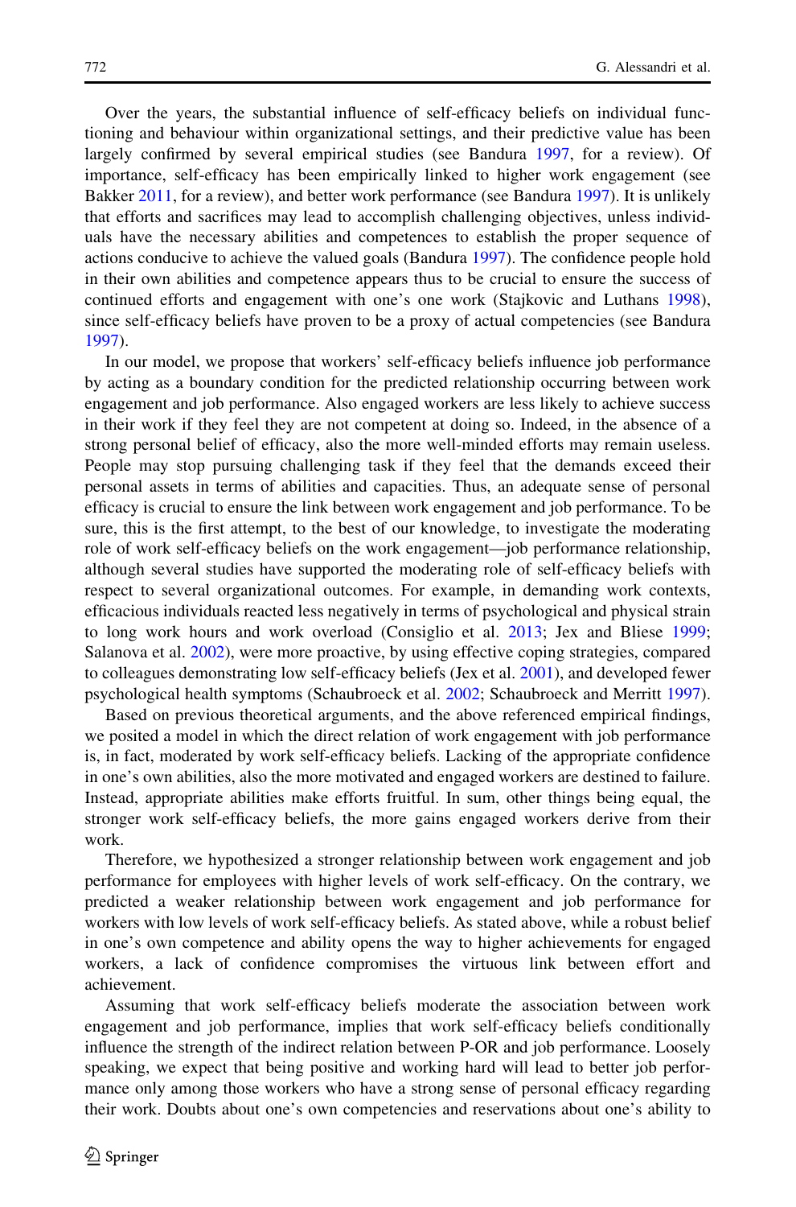Over the years, the substantial influence of self-efficacy beliefs on individual functioning and behaviour within organizational settings, and their predictive value has been largely confirmed by several empirical studies (see Bandura 1997, for a review). Of importance, self-efficacy has been empirically linked to higher work engagement (see Bakker 2011, for a review), and better work performance (see Bandura 1997). It is unlikely that efforts and sacrifices may lead to accomplish challenging objectives, unless individuals have the necessary abilities and competences to establish the proper sequence of actions conducive to achieve the valued goals (Bandura 1997). The confidence people hold in their own abilities and competence appears thus to be crucial to ensure the success of continued efforts and engagement with one's one work (Stajkovic and Luthans 1998), since self-efficacy beliefs have proven to be a proxy of actual competencies (see Bandura 1997).

In our model, we propose that workers' self-efficacy beliefs influence job performance by acting as a boundary condition for the predicted relationship occurring between work engagement and job performance. Also engaged workers are less likely to achieve success in their work if they feel they are not competent at doing so. Indeed, in the absence of a strong personal belief of efficacy, also the more well-minded efforts may remain useless. People may stop pursuing challenging task if they feel that the demands exceed their personal assets in terms of abilities and capacities. Thus, an adequate sense of personal efficacy is crucial to ensure the link between work engagement and job performance. To be sure, this is the first attempt, to the best of our knowledge, to investigate the moderating role of work self-efficacy beliefs on the work engagement—job performance relationship, although several studies have supported the moderating role of self-efficacy beliefs with respect to several organizational outcomes. For example, in demanding work contexts, efficacious individuals reacted less negatively in terms of psychological and physical strain to long work hours and work overload (Consiglio et al. 2013; Jex and Bliese 1999; Salanova et al. 2002), were more proactive, by using effective coping strategies, compared to colleagues demonstrating low self-efficacy beliefs (Jex et al. 2001), and developed fewer psychological health symptoms (Schaubroeck et al. 2002; Schaubroeck and Merritt 1997).

Based on previous theoretical arguments, and the above referenced empirical findings, we posited a model in which the direct relation of work engagement with job performance is, in fact, moderated by work self-efficacy beliefs. Lacking of the appropriate confidence in one's own abilities, also the more motivated and engaged workers are destined to failure. Instead, appropriate abilities make efforts fruitful. In sum, other things being equal, the stronger work self-efficacy beliefs, the more gains engaged workers derive from their work.

Therefore, we hypothesized a stronger relationship between work engagement and job performance for employees with higher levels of work self-efficacy. On the contrary, we predicted a weaker relationship between work engagement and job performance for workers with low levels of work self-efficacy beliefs. As stated above, while a robust belief in one's own competence and ability opens the way to higher achievements for engaged workers, a lack of confidence compromises the virtuous link between effort and achievement.

Assuming that work self-efficacy beliefs moderate the association between work engagement and job performance, implies that work self-efficacy beliefs conditionally influence the strength of the indirect relation between P-OR and job performance. Loosely speaking, we expect that being positive and working hard will lead to better job performance only among those workers who have a strong sense of personal efficacy regarding their work. Doubts about one's own competencies and reservations about one's ability to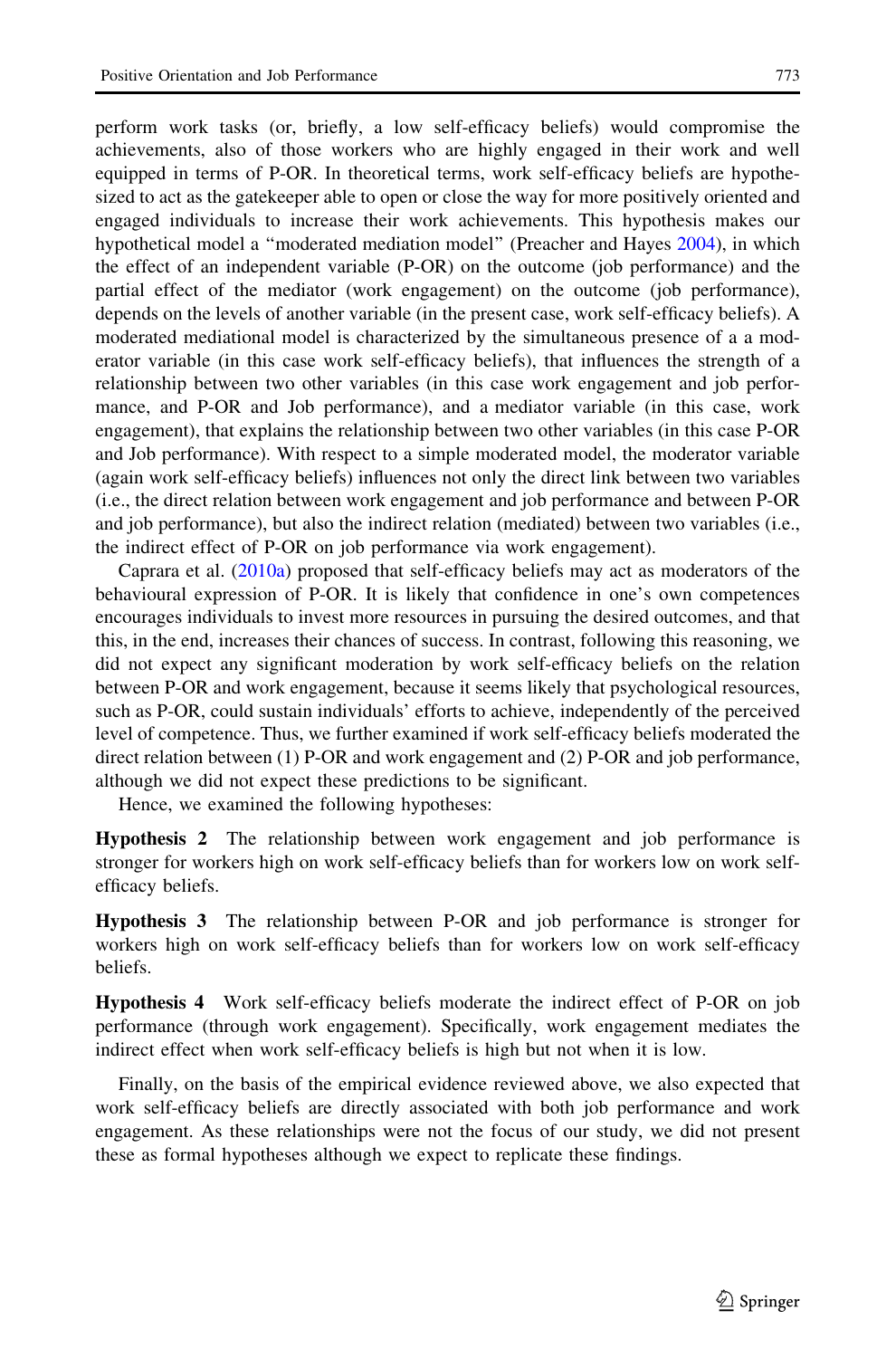perform work tasks (or, briefly, a low self-efficacy beliefs) would compromise the achievements, also of those workers who are highly engaged in their work and well equipped in terms of P-OR. In theoretical terms, work self-efficacy beliefs are hypothesized to act as the gatekeeper able to open or close the way for more positively oriented and engaged individuals to increase their work achievements. This hypothesis makes our hypothetical model a "moderated mediation model" (Preacher and Hayes 2004), in which the effect of an independent variable (P-OR) on the outcome (job performance) and the partial effect of the mediator (work engagement) on the outcome (job performance), depends on the levels of another variable (in the present case, work self-efficacy beliefs). A moderated mediational model is characterized by the simultaneous presence of a a moderator variable (in this case work self-efficacy beliefs), that influences the strength of a relationship between two other variables (in this case work engagement and job performance, and P-OR and Job performance), and a mediator variable (in this case, work engagement), that explains the relationship between two other variables (in this case P-OR and Job performance). With respect to a simple moderated model, the moderator variable (again work self-efficacy beliefs) influences not only the direct link between two variables (i.e., the direct relation between work engagement and job performance and between P-OR and job performance), but also the indirect relation (mediated) between two variables (i.e., the indirect effect of P-OR on job performance via work engagement).

Caprara et al. (2010a) proposed that self-efficacy beliefs may act as moderators of the behavioural expression of P-OR. It is likely that confidence in one's own competences encourages individuals to invest more resources in pursuing the desired outcomes, and that this, in the end, increases their chances of success. In contrast, following this reasoning, we did not expect any significant moderation by work self-efficacy beliefs on the relation between P-OR and work engagement, because it seems likely that psychological resources, such as P-OR, could sustain individuals' efforts to achieve, independently of the perceived level of competence. Thus, we further examined if work self-efficacy beliefs moderated the direct relation between (1) P-OR and work engagement and (2) P-OR and job performance, although we did not expect these predictions to be significant.

Hence, we examined the following hypotheses:

**Hypothesis 2** The relationship between work engagement and job performance is stronger for workers high on work self-efficacy beliefs than for workers low on work self-efficacy beliefs.

**Hypothesis 3** The relationship between P-OR and job performance is stronger for workers high on work self-efficacy beliefs than for workers low on work self-efficacy beliefs.

**Hypothesis 4** Work self-efficacy beliefs moderate the indirect effect of P-OR on job performance (through work engagement). Specifically, work engagement mediates the indirect effect when work self-efficacy beliefs is high but not when it is low.

Finally, on the basis of the empirical evidence reviewed above, we also expected that work self-efficacy beliefs are directly associated with both job performance and work engagement. As these relationships were not the focus of our study, we did not present these as formal hypotheses although we expect to replicate these findings.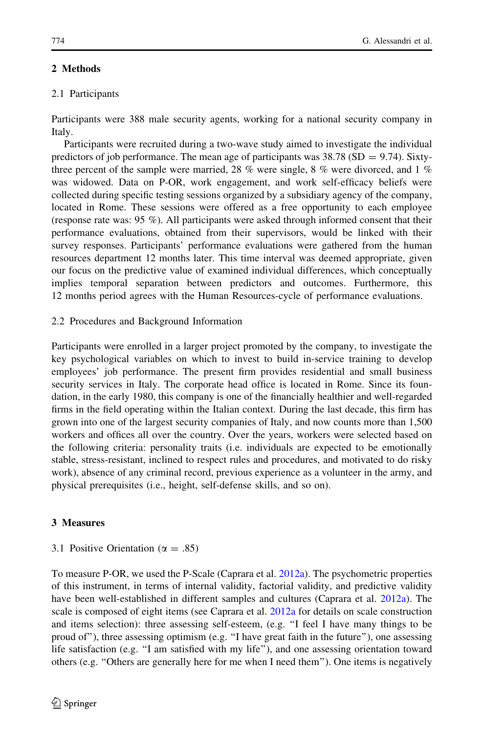## 2 Methods

### 2.1 Participants

Participants were 388 male security agents, working for a national security company in Italy.

Participants were recruited during a two-wave study aimed to investigate the individual predictors of job performance. The mean age of participants was 38.78 (SD = 9.74). Sixty-three percent of the sample were married, 28 % were single, 8 % were divorced, and 1 % was widowed. Data on P-OR, work engagement, and work self-efficacy beliefs were collected during specific testing sessions organized by a subsidiary agency of the company, located in Rome. These sessions were offered as a free opportunity to each employee (response rate was: 95 %). All participants were asked through informed consent that their performance evaluations, obtained from their supervisors, would be linked with their survey responses. Participants' performance evaluations were gathered from the human resources department 12 months later. This time interval was deemed appropriate, given our focus on the predictive value of examined individual differences, which conceptually implies temporal separation between predictors and outcomes. Furthermore, this 12 months period agrees with the Human Resources-cycle of performance evaluations.

### 2.2 Procedures and Background Information

Participants were enrolled in a larger project promoted by the company, to investigate the key psychological variables on which to invest to build in-service training to develop employees' job performance. The present firm provides residential and small business security services in Italy. The corporate head office is located in Rome. Since its foundation, in the early 1980, this company is one of the financially healthier and well-regarded firms in the field operating within the Italian context. During the last decade, this firm has grown into one of the largest security companies of Italy, and now counts more than 1,500 workers and offices all over the country. Over the years, workers were selected based on the following criteria: personality traits (i.e. individuals are expected to be emotionally stable, stress-resistant, inclined to respect rules and procedures, and motivated to do risky work), absence of any criminal record, previous experience as a volunteer in the army, and physical prerequisites (i.e., height, self-defense skills, and so on).

## 3 Measures

### 3.1 Positive Orientation ($\alpha = .85$)

To measure P-OR, we used the P-Scale (Caprara et al. 2012a). The psychometric properties of this instrument, in terms of internal validity, factorial validity, and predictive validity have been well-established in different samples and cultures (Caprara et al. 2012a). The scale is composed of eight items (see Caprara et al. 2012a for details on scale construction and items selection): three assessing self-esteem, (e.g. "I feel I have many things to be proud of"), three assessing optimism (e.g. "I have great faith in the future"), one assessing life satisfaction (e.g. "I am satisfied with my life"), and one assessing orientation toward others (e.g. "Others are generally here for me when I need them"). One items is negatively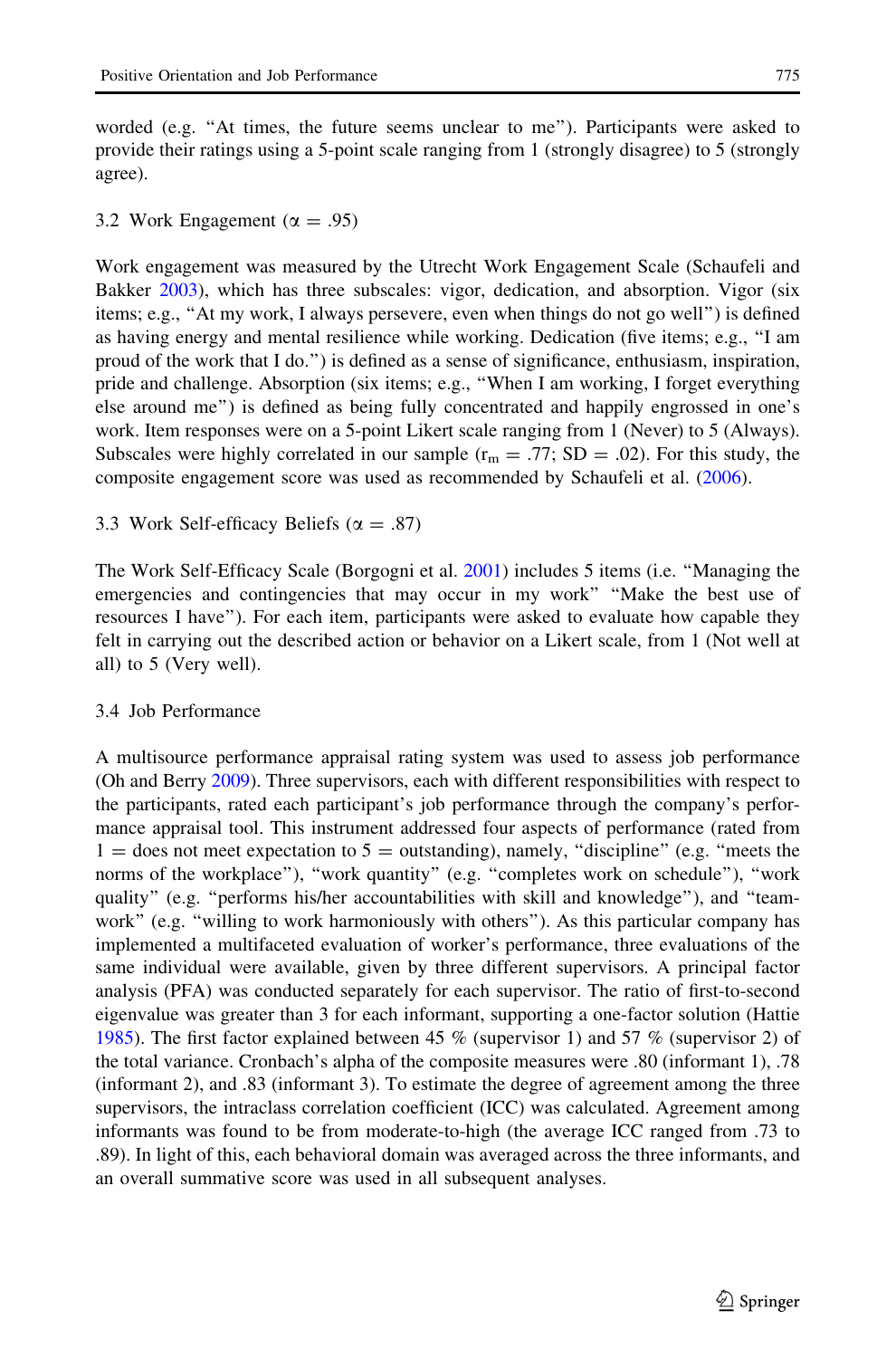worded (e.g. "At times, the future seems unclear to me"). Participants were asked to provide their ratings using a 5-point scale ranging from 1 (strongly disagree) to 5 (strongly agree).

### 3.2 Work Engagement ($\alpha = .95$)

Work engagement was measured by the Utrecht Work Engagement Scale (Schaufeli and Bakker 2003), which has three subscales: vigor, dedication, and absorption. Vigor (six items; e.g., "At my work, I always persevere, even when things do not go well") is defined as having energy and mental resilience while working. Dedication (five items; e.g., "I am proud of the work that I do.") is defined as a sense of significance, enthusiasm, inspiration, pride and challenge. Absorption (six items; e.g., "When I am working, I forget everything else around me") is defined as being fully concentrated and happily engrossed in one's work. Item responses were on a 5-point Likert scale ranging from 1 (Never) to 5 (Always). Subscales were highly correlated in our sample ($r_m = .77$; SD = .02). For this study, the composite engagement score was used as recommended by Schaufeli et al. (2006).

### 3.3 Work Self-efficacy Beliefs ($\alpha = .87$)

The Work Self-Efficacy Scale (Borgogni et al. 2001) includes 5 items (i.e. "Managing the emergencies and contingencies that may occur in my work" "Make the best use of resources I have"). For each item, participants were asked to evaluate how capable they felt in carrying out the described action or behavior on a Likert scale, from 1 (Not well at all) to 5 (Very well).

### 3.4 Job Performance

A multisource performance appraisal rating system was used to assess job performance (Oh and Berry 2009). Three supervisors, each with different responsibilities with respect to the participants, rated each participant's job performance through the company's performance appraisal tool. This instrument addressed four aspects of performance (rated from 1 = does not meet expectation to 5 = outstanding), namely, "discipline" (e.g. "meets the norms of the workplace"), "work quantity" (e.g. "completes work on schedule"), "work quality" (e.g. "performs his/her accountabilities with skill and knowledge"), and "teamwork" (e.g. "willing to work harmoniously with others"). As this particular company has implemented a multifaceted evaluation of worker's performance, three evaluations of the same individual were available, given by three different supervisors. A principal factor analysis (PFA) was conducted separately for each supervisor. The ratio of first-to-second eigenvalue was greater than 3 for each informant, supporting a one-factor solution (Hattie 1985). The first factor explained between 45 % (supervisor 1) and 57 % (supervisor 2) of the total variance. Cronbach's alpha of the composite measures were .80 (informant 1), .78 (informant 2), and .83 (informant 3). To estimate the degree of agreement among the three supervisors, the intraclass correlation coefficient (ICC) was calculated. Agreement among informants was found to be from moderate-to-high (the average ICC ranged from .73 to .89). In light of this, each behavioral domain was averaged across the three informants, and an overall summative score was used in all subsequent analyses.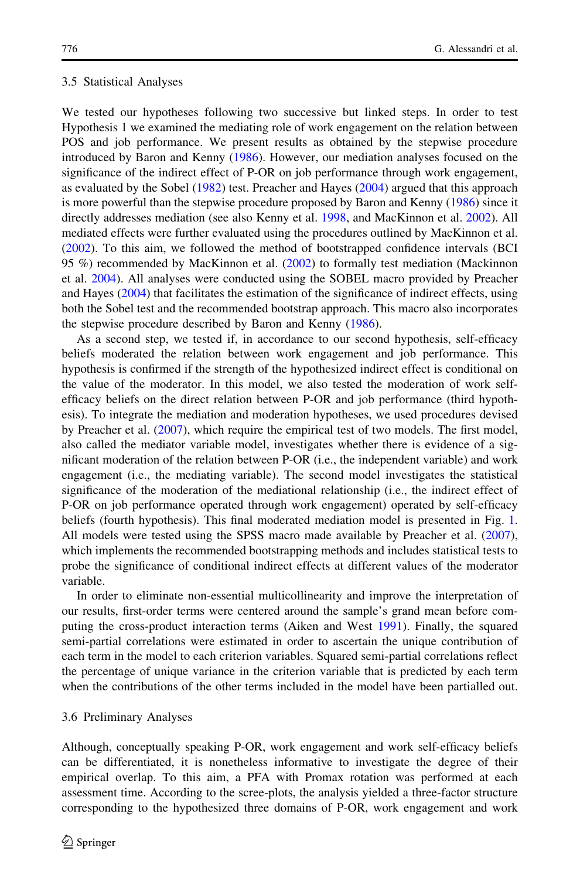### 3.5 Statistical Analyses

We tested our hypotheses following two successive but linked steps. In order to test Hypothesis 1 we examined the mediating role of work engagement on the relation between POS and job performance. We present results as obtained by the stepwise procedure introduced by Baron and Kenny (1986). However, our mediation analyses focused on the significance of the indirect effect of P-OR on job performance through work engagement, as evaluated by the Sobel (1982) test. Preacher and Hayes (2004) argued that this approach is more powerful than the stepwise procedure proposed by Baron and Kenny (1986) since it directly addresses mediation (see also Kenny et al. 1998, and MacKinnon et al. 2002). All mediated effects were further evaluated using the procedures outlined by MacKinnon et al. (2002). To this aim, we followed the method of bootstrapped confidence intervals (BCI 95 %) recommended by MacKinnon et al. (2002) to formally test mediation (Mackinnon et al. 2004). All analyses were conducted using the SOBEL macro provided by Preacher and Hayes (2004) that facilitates the estimation of the significance of indirect effects, using both the Sobel test and the recommended bootstrap approach. This macro also incorporates the stepwise procedure described by Baron and Kenny (1986).

As a second step, we tested if, in accordance to our second hypothesis, self-efficacy beliefs moderated the relation between work engagement and job performance. This hypothesis is confirmed if the strength of the hypothesized indirect effect is conditional on the value of the moderator. In this model, we also tested the moderation of work self-efficacy beliefs on the direct relation between P-OR and job performance (third hypothesis). To integrate the mediation and moderation hypotheses, we used procedures devised by Preacher et al. (2007), which require the empirical test of two models. The first model, also called the mediator variable model, investigates whether there is evidence of a significant moderation of the relation between P-OR (i.e., the independent variable) and work engagement (i.e., the mediating variable). The second model investigates the statistical significance of the moderation of the mediational relationship (i.e., the indirect effect of P-OR on job performance operated through work engagement) operated by self-efficacy beliefs (fourth hypothesis). This final moderated mediation model is presented in Fig. 1. All models were tested using the SPSS macro made available by Preacher et al. (2007), which implements the recommended bootstrapping methods and includes statistical tests to probe the significance of conditional indirect effects at different values of the moderator variable.

In order to eliminate non-essential multicollinearity and improve the interpretation of our results, first-order terms were centered around the sample's grand mean before computing the cross-product interaction terms (Aiken and West 1991). Finally, the squared semi-partial correlations were estimated in order to ascertain the unique contribution of each term in the model to each criterion variables. Squared semi-partial correlations reflect the percentage of unique variance in the criterion variable that is predicted by each term when the contributions of the other terms included in the model have been partialled out.

### 3.6 Preliminary Analyses

Although, conceptually speaking P-OR, work engagement and work self-efficacy beliefs can be differentiated, it is nonetheless informative to investigate the degree of their empirical overlap. To this aim, a PFA with Promax rotation was performed at each assessment time. According to the scree-plots, the analysis yielded a three-factor structure corresponding to the hypothesized three domains of P-OR, work engagement and work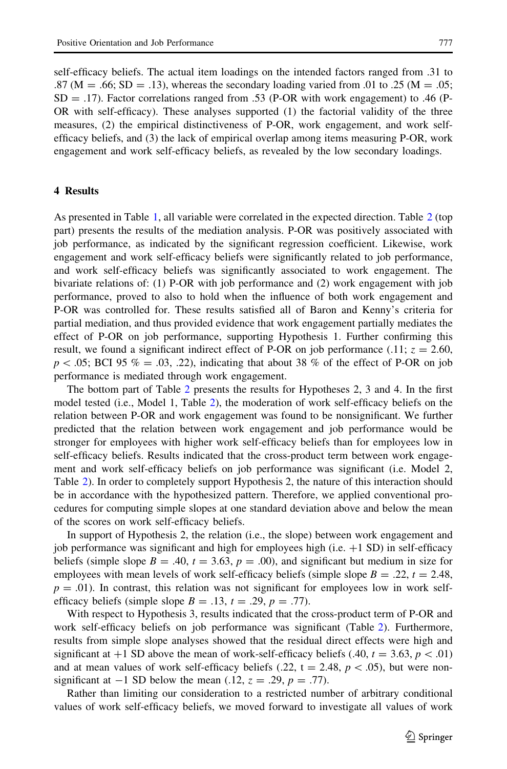self-efficacy beliefs. The actual item loadings on the intended factors ranged from .31 to .87 (M = .66; SD = .13), whereas the secondary loading varied from .01 to .25 (M = .05; SD = .17). Factor correlations ranged from .53 (P-OR with work engagement) to .46 (P-OR with self-efficacy). These analyses supported (1) the factorial validity of the three measures, (2) the empirical distinctiveness of P-OR, work engagement, and work self-efficacy beliefs, and (3) the lack of empirical overlap among items measuring P-OR, work engagement and work self-efficacy beliefs, as revealed by the low secondary loadings.

## 4 Results

As presented in Table 1, all variable were correlated in the expected direction. Table 2 (top part) presents the results of the mediation analysis. P-OR was positively associated with job performance, as indicated by the significant regression coefficient. Likewise, work engagement and work self-efficacy beliefs were significantly related to job performance, and work self-efficacy beliefs was significantly associated to work engagement. The bivariate relations of: (1) P-OR with job performance and (2) work engagement with job performance, proved to also to hold when the influence of both work engagement and P-OR was controlled for. These results satisfied all of Baron and Kenny's criteria for partial mediation, and thus provided evidence that work engagement partially mediates the effect of P-OR on job performance, supporting Hypothesis 1. Further confirming this result, we found a significant indirect effect of P-OR on job performance (.11; $z = 2.60$, $p < .05$; BCI 95 % = .03, .22), indicating that about 38 % of the effect of P-OR on job performance is mediated through work engagement.

The bottom part of Table 2 presents the results for Hypotheses 2, 3 and 4. In the first model tested (i.e., Model 1, Table 2), the moderation of work self-efficacy beliefs on the relation between P-OR and work engagement was found to be nonsignificant. We further predicted that the relation between work engagement and job performance would be stronger for employees with higher work self-efficacy beliefs than for employees low in self-efficacy beliefs. Results indicated that the cross-product term between work engagement and work self-efficacy beliefs on job performance was significant (i.e. Model 2, Table 2). In order to completely support Hypothesis 2, the nature of this interaction should be in accordance with the hypothesized pattern. Therefore, we applied conventional procedures for computing simple slopes at one standard deviation above and below the mean of the scores on work self-efficacy beliefs.

In support of Hypothesis 2, the relation (i.e., the slope) between work engagement and job performance was significant and high for employees high (i.e. +1 SD) in self-efficacy beliefs (simple slope $B = .40$, $t = 3.63$, $p = .00$), and significant but medium in size for employees with mean levels of work self-efficacy beliefs (simple slope $B = .22$, $t = 2.48$, $p = .01$). In contrast, this relation was not significant for employees low in work self-efficacy beliefs (simple slope $B = .13$, $t = .29$, $p = .77$).

With respect to Hypothesis 3, results indicated that the cross-product term of P-OR and work self-efficacy beliefs on job performance was significant (Table 2). Furthermore, results from simple slope analyses showed that the residual direct effects were high and significant at +1 SD above the mean of work-self-efficacy beliefs (.40, $t = 3.63$, $p < .01$) and at mean values of work self-efficacy beliefs (.22, $t = 2.48$, $p < .05$), but were non-significant at −1 SD below the mean (.12, $z = .29$, $p = .77$).

Rather than limiting our consideration to a restricted number of arbitrary conditional values of work self-efficacy beliefs, we moved forward to investigate all values of work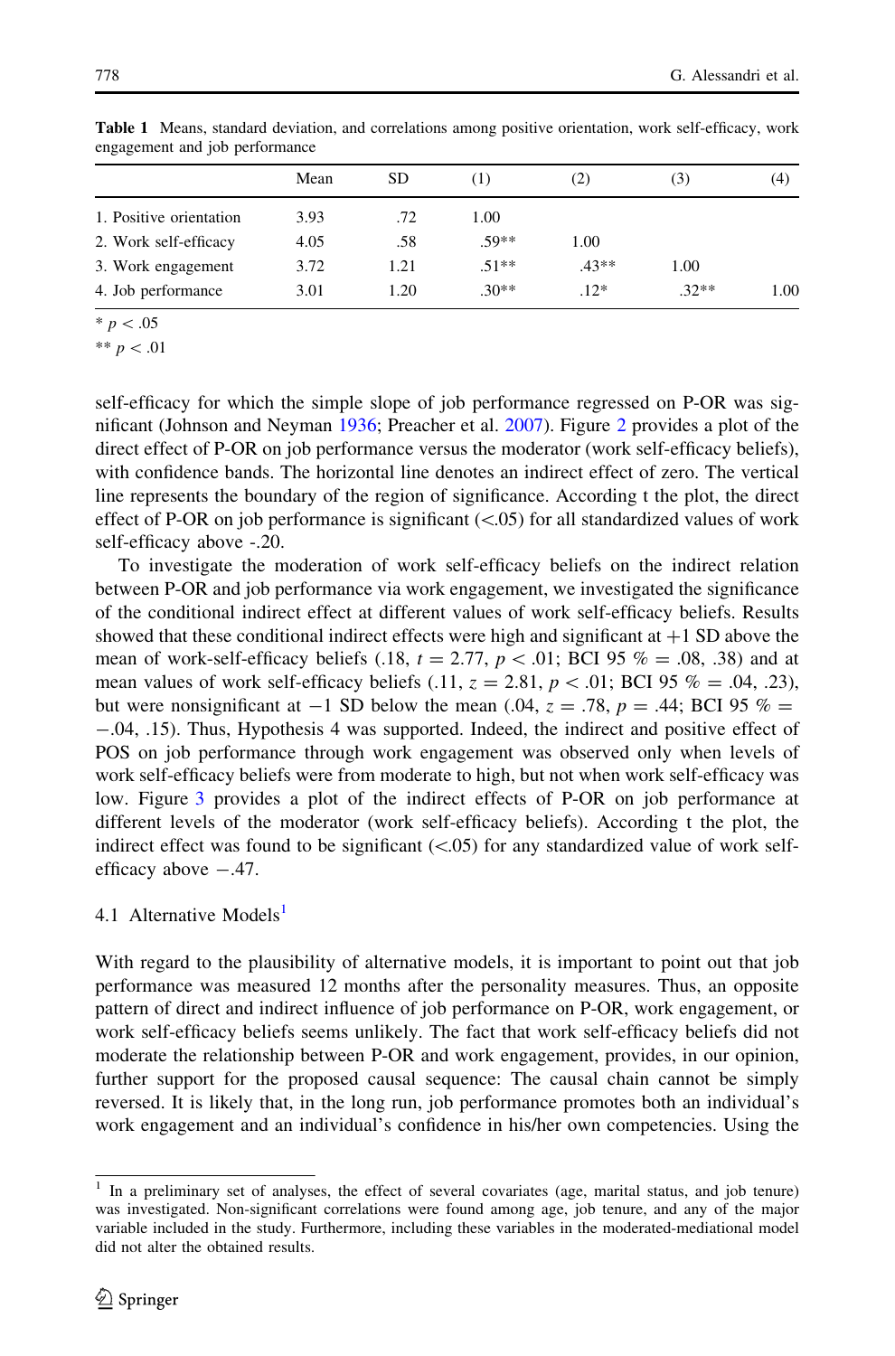**Table 1** Means, standard deviation, and correlations among positive orientation, work self-efficacy, work engagement and job performance

| | Mean | SD | (1) | (2) | (3) | (4) |
|---|---|---|---|---|---|---|
| 1. Positive orientation | 3.93 | .72 | 1.00 | | | |
| 2. Work self-efficacy | 4.05 | .58 | .59** | 1.00 | | |
| 3. Work engagement | 3.72 | 1.21 | .51** | .43** | 1.00 | |
| 4. Job performance | 3.01 | 1.20 | .30** | .12* | .32** | 1.00 |

* $p < .05$

** $p < .01$

self-efficacy for which the simple slope of job performance regressed on P-OR was significant (Johnson and Neyman 1936; Preacher et al. 2007). Figure 2 provides a plot of the direct effect of P-OR on job performance versus the moderator (work self-efficacy beliefs), with confidence bands. The horizontal line denotes an indirect effect of zero. The vertical line represents the boundary of the region of significance. According t the plot, the direct effect of P-OR on job performance is significant (<.05) for all standardized values of work self-efficacy above -.20.

To investigate the moderation of work self-efficacy beliefs on the indirect relation between P-OR and job performance via work engagement, we investigated the significance of the conditional indirect effect at different values of work self-efficacy beliefs. Results showed that these conditional indirect effects were high and significant at +1 SD above the mean of work-self-efficacy beliefs (.18, $t = 2.77$, $p < .01$; BCI 95 % = .08, .38) and at mean values of work self-efficacy beliefs (.11, $z = 2.81$, $p < .01$; BCI 95 % = .04, .23), but were nonsignificant at −1 SD below the mean (.04, $z = .78$, $p = .44$; BCI 95 % = −.04, .15). Thus, Hypothesis 4 was supported. Indeed, the indirect and positive effect of POS on job performance through work engagement was observed only when levels of work self-efficacy beliefs were from moderate to high, but not when work self-efficacy was low. Figure 3 provides a plot of the indirect effects of P-OR on job performance at different levels of the moderator (work self-efficacy beliefs). According t the plot, the indirect effect was found to be significant (<.05) for any standardized value of work self-efficacy above −.47.

### 4.1 Alternative Models[1]

With regard to the plausibility of alternative models, it is important to point out that job performance was measured 12 months after the personality measures. Thus, an opposite pattern of direct and indirect influence of job performance on P-OR, work engagement, or work self-efficacy beliefs seems unlikely. The fact that work self-efficacy beliefs did not moderate the relationship between P-OR and work engagement, provides, in our opinion, further support for the proposed causal sequence: The causal chain cannot be simply reversed. It is likely that, in the long run, job performance promotes both an individual's work engagement and an individual's confidence in his/her own competencies. Using the

[1] In a preliminary set of analyses, the effect of several covariates (age, marital status, and job tenure) was investigated. Non-significant correlations were found among age, job tenure, and any of the major variable included in the study. Furthermore, including these variables in the moderated-mediational model did not alter the obtained results.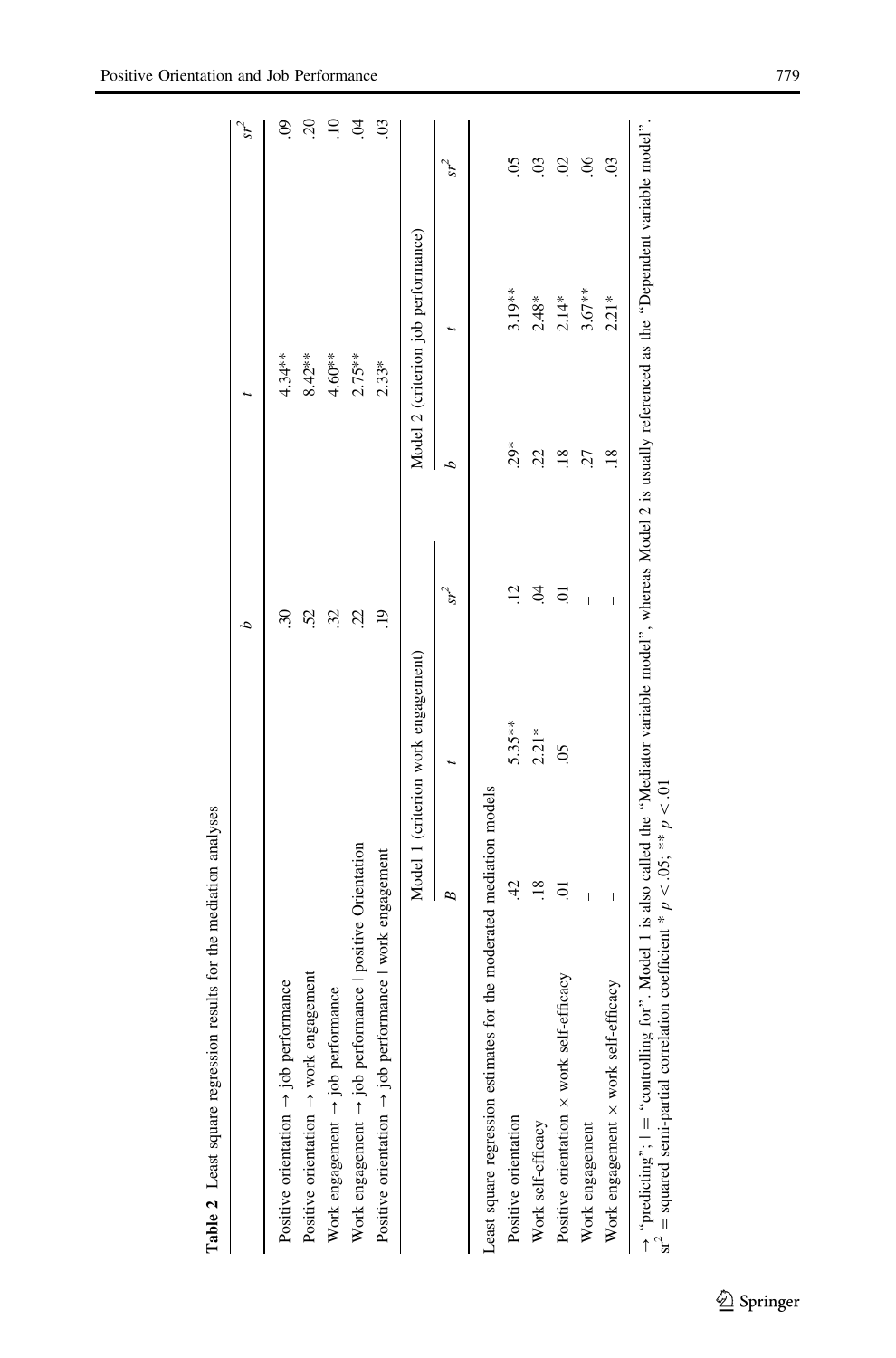**Table 2** Least square regression results for the mediation analyses

| | *b* | | *t* | $sr^2$ |
|---|---|---|---|---|
| Positive orientation → job performance | .30 | | 4.34** | .09 |
| Positive orientation → work engagement | .52 | | 8.42** | .20 |
| Work engagement → job performance | .32 | | 4.60** | .10 |
| Work engagement → job performance \| positive Orientation | .22 | | 2.75** | .04 |
| Positive orientation → job performance \| work engagement | .19 | | 2.33* | .03 |

| | Model 1 (criterion work engagement) | | | Model 2 (criterion job performance) | | |
|---|---|---|---|---|---|---|
| | *B* | *t* | $sr^2$ | *b* | *t* | $sr^2$ |
| Least square regression estimates for the moderated mediation models | | | | | | |
| Positive orientation | .42 | 5.35** | .12 | .29* | 3.19** | .05 |
| Work self-efficacy | .18 | 2.21* | .04 | .22 | 2.48* | .03 |
| Positive orientation × work self-efficacy | .01 | .05 | .01 | .18 | 2.14* | .02 |
| Work engagement | – | | – | .27 | 3.67** | .06 |
| Work engagement × work self-efficacy | – | | – | .18 | 2.21* | .03 |

→ "predicting"; | = "controlling for". Model 1 is also called the "Mediator variable model", whereas Model 2 is usually referenced as the "Dependent variable model". $sr^2$ = squared semi-partial correlation coefficient * $p < .05$; ** $p < .01$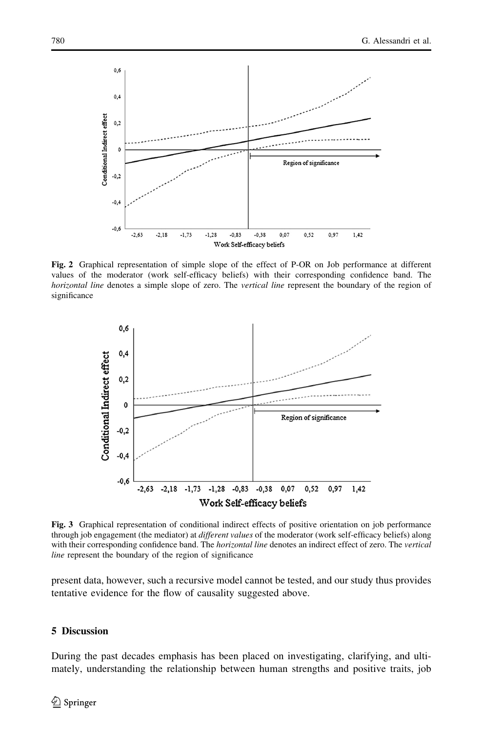**Fig. 2** Graphical representation of simple slope of the effect of P-OR on Job performance at different values of the moderator (work self-efficacy beliefs) with their corresponding confidence band. The *horizontal line* denotes a simple slope of zero. The *vertical line* represent the boundary of the region of significance

**Fig. 3** Graphical representation of conditional indirect effects of positive orientation on job performance through job engagement (the mediator) at *different values* of the moderator (work self-efficacy beliefs) along with their corresponding confidence band. The *horizontal line* denotes an indirect effect of zero. The *vertical line* represent the boundary of the region of significance

present data, however, such a recursive model cannot be tested, and our study thus provides tentative evidence for the flow of causality suggested above.

## 5 Discussion

During the past decades emphasis has been placed on investigating, clarifying, and ultimately, understanding the relationship between human strengths and positive traits, job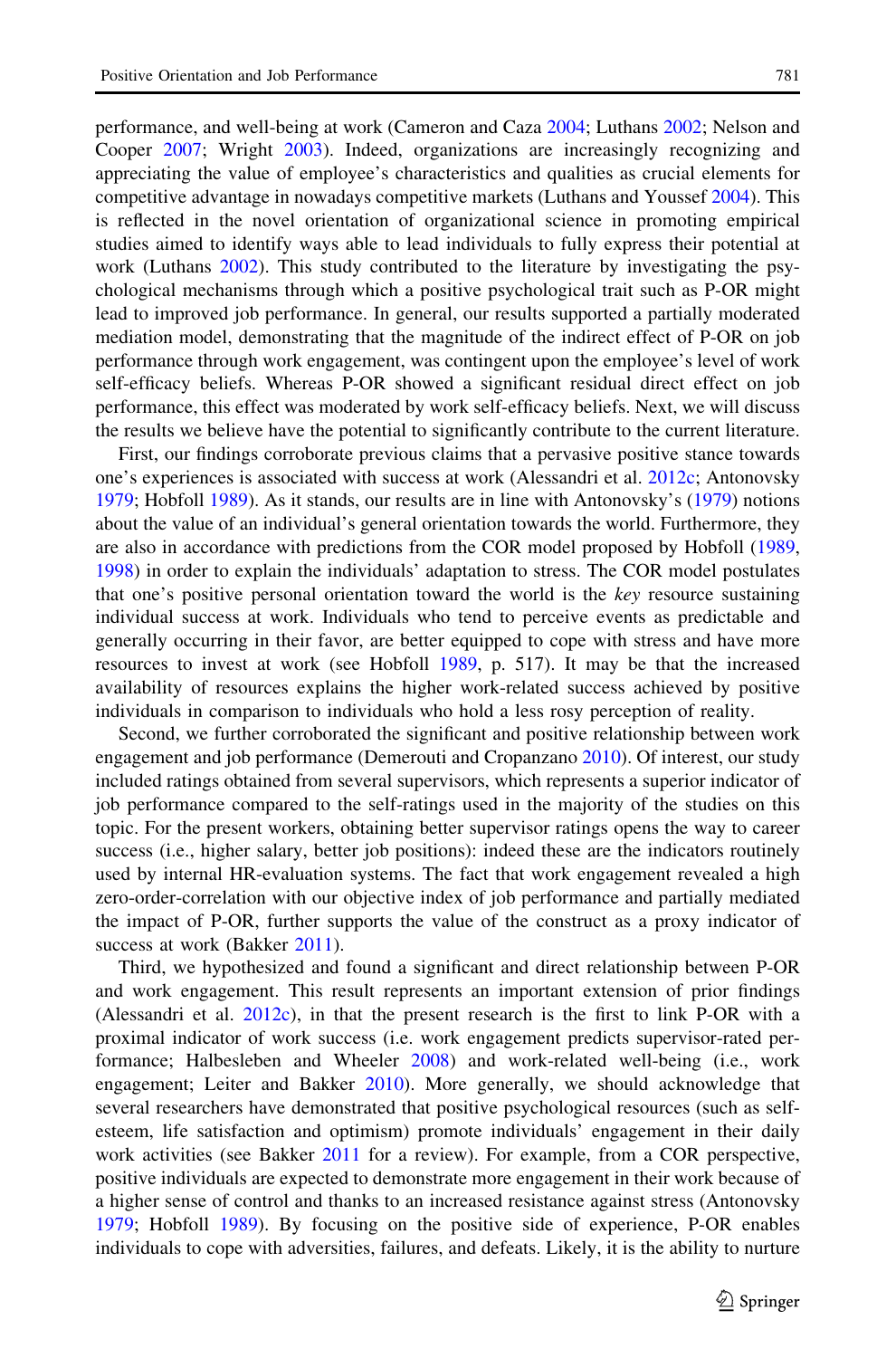performance, and well-being at work (Cameron and Caza 2004; Luthans 2002; Nelson and Cooper 2007; Wright 2003). Indeed, organizations are increasingly recognizing and appreciating the value of employee's characteristics and qualities as crucial elements for competitive advantage in nowadays competitive markets (Luthans and Youssef 2004). This is reflected in the novel orientation of organizational science in promoting empirical studies aimed to identify ways able to lead individuals to fully express their potential at work (Luthans 2002). This study contributed to the literature by investigating the psychological mechanisms through which a positive psychological trait such as P-OR might lead to improved job performance. In general, our results supported a partially moderated mediation model, demonstrating that the magnitude of the indirect effect of P-OR on job performance through work engagement, was contingent upon the employee's level of work self-efficacy beliefs. Whereas P-OR showed a significant residual direct effect on job performance, this effect was moderated by work self-efficacy beliefs. Next, we will discuss the results we believe have the potential to significantly contribute to the current literature.

First, our findings corroborate previous claims that a pervasive positive stance towards one's experiences is associated with success at work (Alessandri et al. 2012c; Antonovsky 1979; Hobfoll 1989). As it stands, our results are in line with Antonovsky's (1979) notions about the value of an individual's general orientation towards the world. Furthermore, they are also in accordance with predictions from the COR model proposed by Hobfoll (1989, 1998) in order to explain the individuals' adaptation to stress. The COR model postulates that one's positive personal orientation toward the world is the *key* resource sustaining individual success at work. Individuals who tend to perceive events as predictable and generally occurring in their favor, are better equipped to cope with stress and have more resources to invest at work (see Hobfoll 1989, p. 517). It may be that the increased availability of resources explains the higher work-related success achieved by positive individuals in comparison to individuals who hold a less rosy perception of reality.

Second, we further corroborated the significant and positive relationship between work engagement and job performance (Demerouti and Cropanzano 2010). Of interest, our study included ratings obtained from several supervisors, which represents a superior indicator of job performance compared to the self-ratings used in the majority of the studies on this topic. For the present workers, obtaining better supervisor ratings opens the way to career success (i.e., higher salary, better job positions): indeed these are the indicators routinely used by internal HR-evaluation systems. The fact that work engagement revealed a high zero-order-correlation with our objective index of job performance and partially mediated the impact of P-OR, further supports the value of the construct as a proxy indicator of success at work (Bakker 2011).

Third, we hypothesized and found a significant and direct relationship between P-OR and work engagement. This result represents an important extension of prior findings (Alessandri et al. 2012c), in that the present research is the first to link P-OR with a proximal indicator of work success (i.e. work engagement predicts supervisor-rated performance; Halbesleben and Wheeler 2008) and work-related well-being (i.e., work engagement; Leiter and Bakker 2010). More generally, we should acknowledge that several researchers have demonstrated that positive psychological resources (such as self-esteem, life satisfaction and optimism) promote individuals' engagement in their daily work activities (see Bakker 2011 for a review). For example, from a COR perspective, positive individuals are expected to demonstrate more engagement in their work because of a higher sense of control and thanks to an increased resistance against stress (Antonovsky 1979; Hobfoll 1989). By focusing on the positive side of experience, P-OR enables individuals to cope with adversities, failures, and defeats. Likely, it is the ability to nurture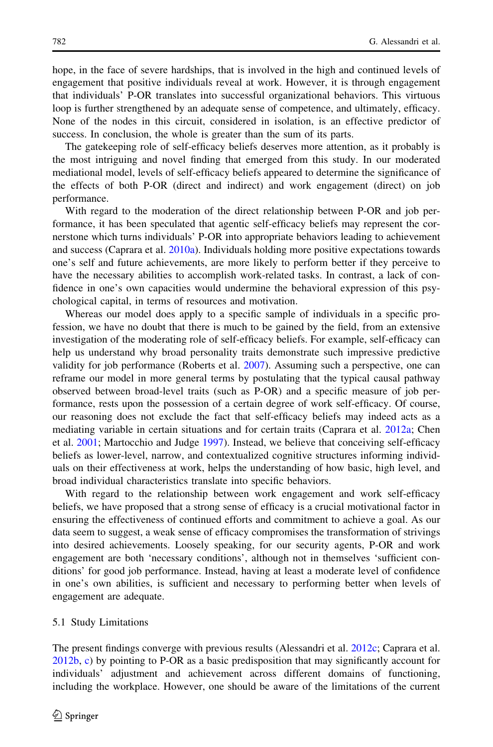hope, in the face of severe hardships, that is involved in the high and continued levels of engagement that positive individuals reveal at work. However, it is through engagement that individuals' P-OR translates into successful organizational behaviors. This virtuous loop is further strengthened by an adequate sense of competence, and ultimately, efficacy. None of the nodes in this circuit, considered in isolation, is an effective predictor of success. In conclusion, the whole is greater than the sum of its parts.

The gatekeeping role of self-efficacy beliefs deserves more attention, as it probably is the most intriguing and novel finding that emerged from this study. In our moderated mediational model, levels of self-efficacy beliefs appeared to determine the significance of the effects of both P-OR (direct and indirect) and work engagement (direct) on job performance.

With regard to the moderation of the direct relationship between P-OR and job performance, it has been speculated that agentic self-efficacy beliefs may represent the cornerstone which turns individuals' P-OR into appropriate behaviors leading to achievement and success (Caprara et al. 2010a). Individuals holding more positive expectations towards one's self and future achievements, are more likely to perform better if they perceive to have the necessary abilities to accomplish work-related tasks. In contrast, a lack of confidence in one's own capacities would undermine the behavioral expression of this psychological capital, in terms of resources and motivation.

Whereas our model does apply to a specific sample of individuals in a specific profession, we have no doubt that there is much to be gained by the field, from an extensive investigation of the moderating role of self-efficacy beliefs. For example, self-efficacy can help us understand why broad personality traits demonstrate such impressive predictive validity for job performance (Roberts et al. 2007). Assuming such a perspective, one can reframe our model in more general terms by postulating that the typical causal pathway observed between broad-level traits (such as P-OR) and a specific measure of job performance, rests upon the possession of a certain degree of work self-efficacy. Of course, our reasoning does not exclude the fact that self-efficacy beliefs may indeed acts as a mediating variable in certain situations and for certain traits (Caprara et al. 2012a; Chen et al. 2001; Martocchio and Judge 1997). Instead, we believe that conceiving self-efficacy beliefs as lower-level, narrow, and contextualized cognitive structures informing individuals on their effectiveness at work, helps the understanding of how basic, high level, and broad individual characteristics translate into specific behaviors.

With regard to the relationship between work engagement and work self-efficacy beliefs, we have proposed that a strong sense of efficacy is a crucial motivational factor in ensuring the effectiveness of continued efforts and commitment to achieve a goal. As our data seem to suggest, a weak sense of efficacy compromises the transformation of strivings into desired achievements. Loosely speaking, for our security agents, P-OR and work engagement are both 'necessary conditions', although not in themselves 'sufficient conditions' for good job performance. Instead, having at least a moderate level of confidence in one's own abilities, is sufficient and necessary to performing better when levels of engagement are adequate.

### 5.1 Study Limitations

The present findings converge with previous results (Alessandri et al. 2012c; Caprara et al. 2012b, c) by pointing to P-OR as a basic predisposition that may significantly account for individuals' adjustment and achievement across different domains of functioning, including the workplace. However, one should be aware of the limitations of the current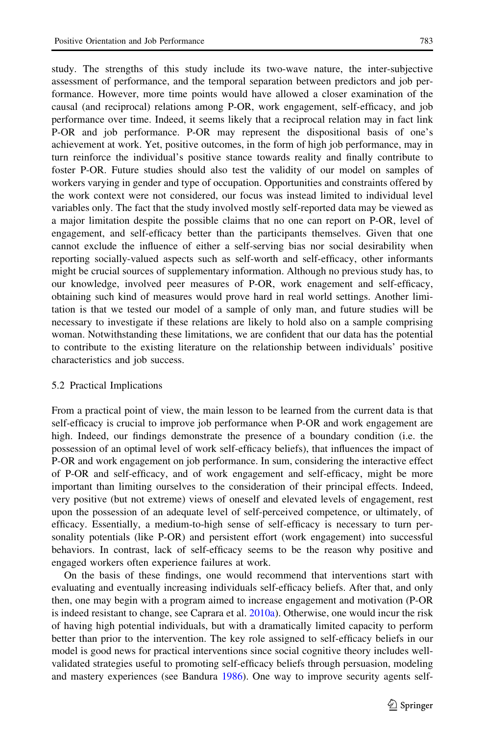study. The strengths of this study include its two-wave nature, the inter-subjective assessment of performance, and the temporal separation between predictors and job performance. However, more time points would have allowed a closer examination of the causal (and reciprocal) relations among P-OR, work engagement, self-efficacy, and job performance over time. Indeed, it seems likely that a reciprocal relation may in fact link P-OR and job performance. P-OR may represent the dispositional basis of one's achievement at work. Yet, positive outcomes, in the form of high job performance, may in turn reinforce the individual's positive stance towards reality and finally contribute to foster P-OR. Future studies should also test the validity of our model on samples of workers varying in gender and type of occupation. Opportunities and constraints offered by the work context were not considered, our focus was instead limited to individual level variables only. The fact that the study involved mostly self-reported data may be viewed as a major limitation despite the possible claims that no one can report on P-OR, level of engagement, and self-efficacy better than the participants themselves. Given that one cannot exclude the influence of either a self-serving bias nor social desirability when reporting socially-valued aspects such as self-worth and self-efficacy, other informants might be crucial sources of supplementary information. Although no previous study has, to our knowledge, involved peer measures of P-OR, work enagement and self-efficacy, obtaining such kind of measures would prove hard in real world settings. Another limitation is that we tested our model of a sample of only man, and future studies will be necessary to investigate if these relations are likely to hold also on a sample comprising woman. Notwithstanding these limitations, we are confident that our data has the potential to contribute to the existing literature on the relationship between individuals' positive characteristics and job success.

## 5.2 Practical Implications

From a practical point of view, the main lesson to be learned from the current data is that self-efficacy is crucial to improve job performance when P-OR and work engagement are high. Indeed, our findings demonstrate the presence of a boundary condition (i.e. the possession of an optimal level of work self-efficacy beliefs), that influences the impact of P-OR and work engagement on job performance. In sum, considering the interactive effect of P-OR and self-efficacy, and of work engagement and self-efficacy, might be more important than limiting ourselves to the consideration of their principal effects. Indeed, very positive (but not extreme) views of oneself and elevated levels of engagement, rest upon the possession of an adequate level of self-perceived competence, or ultimately, of efficacy. Essentially, a medium-to-high sense of self-efficacy is necessary to turn personality potentials (like P-OR) and persistent effort (work engagement) into successful behaviors. In contrast, lack of self-efficacy seems to be the reason why positive and engaged workers often experience failures at work.

On the basis of these findings, one would recommend that interventions start with evaluating and eventually increasing individuals self-efficacy beliefs. After that, and only then, one may begin with a program aimed to increase engagement and motivation (P-OR is indeed resistant to change, see Caprara et al. 2010a). Otherwise, one would incur the risk of having high potential individuals, but with a dramatically limited capacity to perform better than prior to the intervention. The key role assigned to self-efficacy beliefs in our model is good news for practical interventions since social cognitive theory includes well-validated strategies useful to promoting self-efficacy beliefs through persuasion, modeling and mastery experiences (see Bandura 1986). One way to improve security agents self-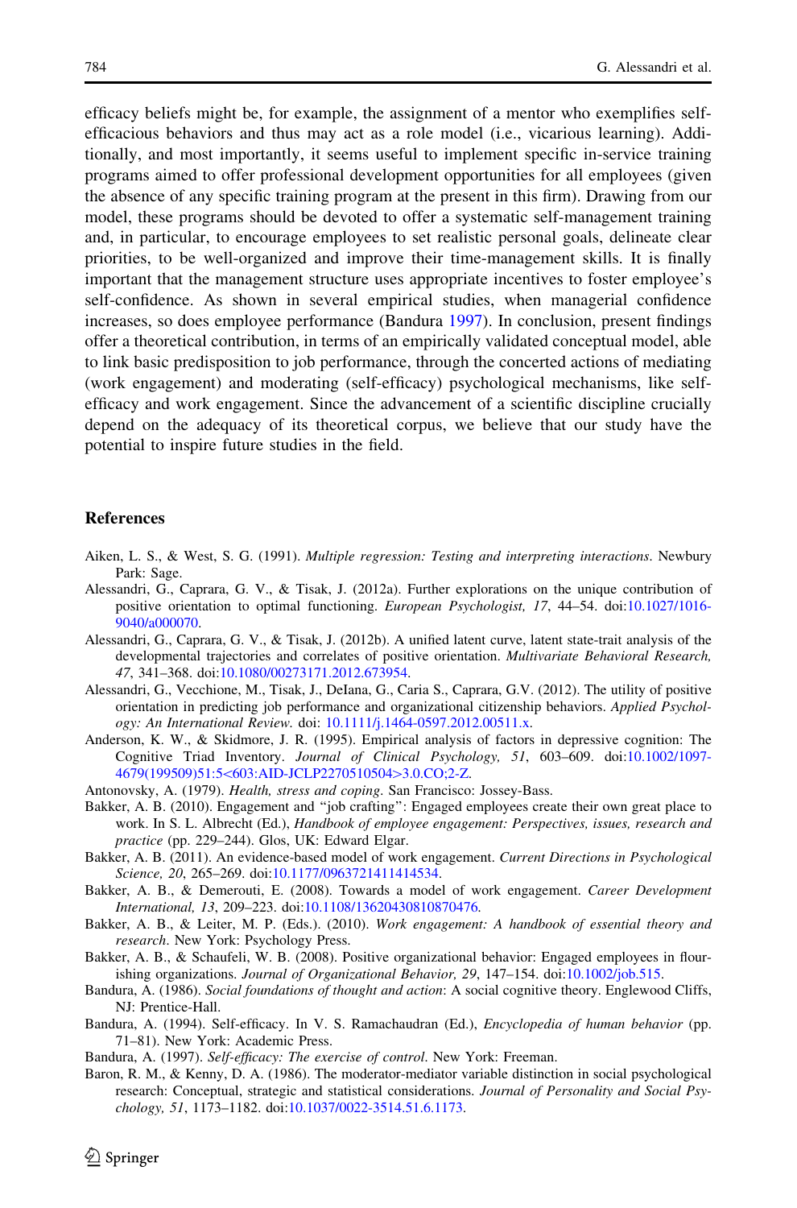efficacy beliefs might be, for example, the assignment of a mentor who exemplifies self-efficacious behaviors and thus may act as a role model (i.e., vicarious learning). Additionally, and most importantly, it seems useful to implement specific in-service training programs aimed to offer professional development opportunities for all employees (given the absence of any specific training program at the present in this firm). Drawing from our model, these programs should be devoted to offer a systematic self-management training and, in particular, to encourage employees to set realistic personal goals, delineate clear priorities, to be well-organized and improve their time-management skills. It is finally important that the management structure uses appropriate incentives to foster employee's self-confidence. As shown in several empirical studies, when managerial confidence increases, so does employee performance (Bandura 1997). In conclusion, present findings offer a theoretical contribution, in terms of an empirically validated conceptual model, able to link basic predisposition to job performance, through the concerted actions of mediating (work engagement) and moderating (self-efficacy) psychological mechanisms, like self-efficacy and work engagement. Since the advancement of a scientific discipline crucially depend on the adequacy of its theoretical corpus, we believe that our study have the potential to inspire future studies in the field.

## References

Aiken, L. S., & West, S. G. (1991). *Multiple regression: Testing and interpreting interactions*. Newbury Park: Sage.

Alessandri, G., Caprara, G. V., & Tisak, J. (2012a). Further explorations on the unique contribution of positive orientation to optimal functioning. *European Psychologist, 17*, 44–54. doi:10.1027/1016-9040/a000070.

Alessandri, G., Caprara, G. V., & Tisak, J. (2012b). A unified latent curve, latent state-trait analysis of the developmental trajectories and correlates of positive orientation. *Multivariate Behavioral Research, 47*, 341–368. doi:10.1080/00273171.2012.673954.

Alessandri, G., Vecchione, M., Tisak, J., DeIana, G., Caria S., Caprara, G.V. (2012). The utility of positive orientation in predicting job performance and organizational citizenship behaviors. *Applied Psychology: An International Review.* doi: 10.1111/j.1464-0597.2012.00511.x.

Anderson, K. W., & Skidmore, J. R. (1995). Empirical analysis of factors in depressive cognition: The Cognitive Triad Inventory. *Journal of Clinical Psychology, 51*, 603–609. doi:10.1002/1097-4679(199509)51:5<603:AID-JCLP2270510504>3.0.CO;2-Z.

Antonovsky, A. (1979). *Health, stress and coping*. San Francisco: Jossey-Bass.

Bakker, A. B. (2010). Engagement and "job crafting": Engaged employees create their own great place to work. In S. L. Albrecht (Ed.), *Handbook of employee engagement: Perspectives, issues, research and practice* (pp. 229–244). Glos, UK: Edward Elgar.

Bakker, A. B. (2011). An evidence-based model of work engagement. *Current Directions in Psychological Science, 20*, 265–269. doi:10.1177/0963721411414534.

Bakker, A. B., & Demerouti, E. (2008). Towards a model of work engagement. *Career Development International, 13*, 209–223. doi:10.1108/13620430810870476.

Bakker, A. B., & Leiter, M. P. (Eds.). (2010). *Work engagement: A handbook of essential theory and research*. New York: Psychology Press.

Bakker, A. B., & Schaufeli, W. B. (2008). Positive organizational behavior: Engaged employees in flourishing organizations. *Journal of Organizational Behavior, 29*, 147–154. doi:10.1002/job.515.

Bandura, A. (1986). *Social foundations of thought and action*: A social cognitive theory. Englewood Cliffs, NJ: Prentice-Hall.

Bandura, A. (1994). Self-efficacy. In V. S. Ramachaudran (Ed.), *Encyclopedia of human behavior* (pp. 71–81). New York: Academic Press.

Bandura, A. (1997). *Self-efficacy: The exercise of control*. New York: Freeman.

Baron, R. M., & Kenny, D. A. (1986). The moderator-mediator variable distinction in social psychological research: Conceptual, strategic and statistical considerations. *Journal of Personality and Social Psychology, 51*, 1173–1182. doi:10.1037/0022-3514.51.6.1173.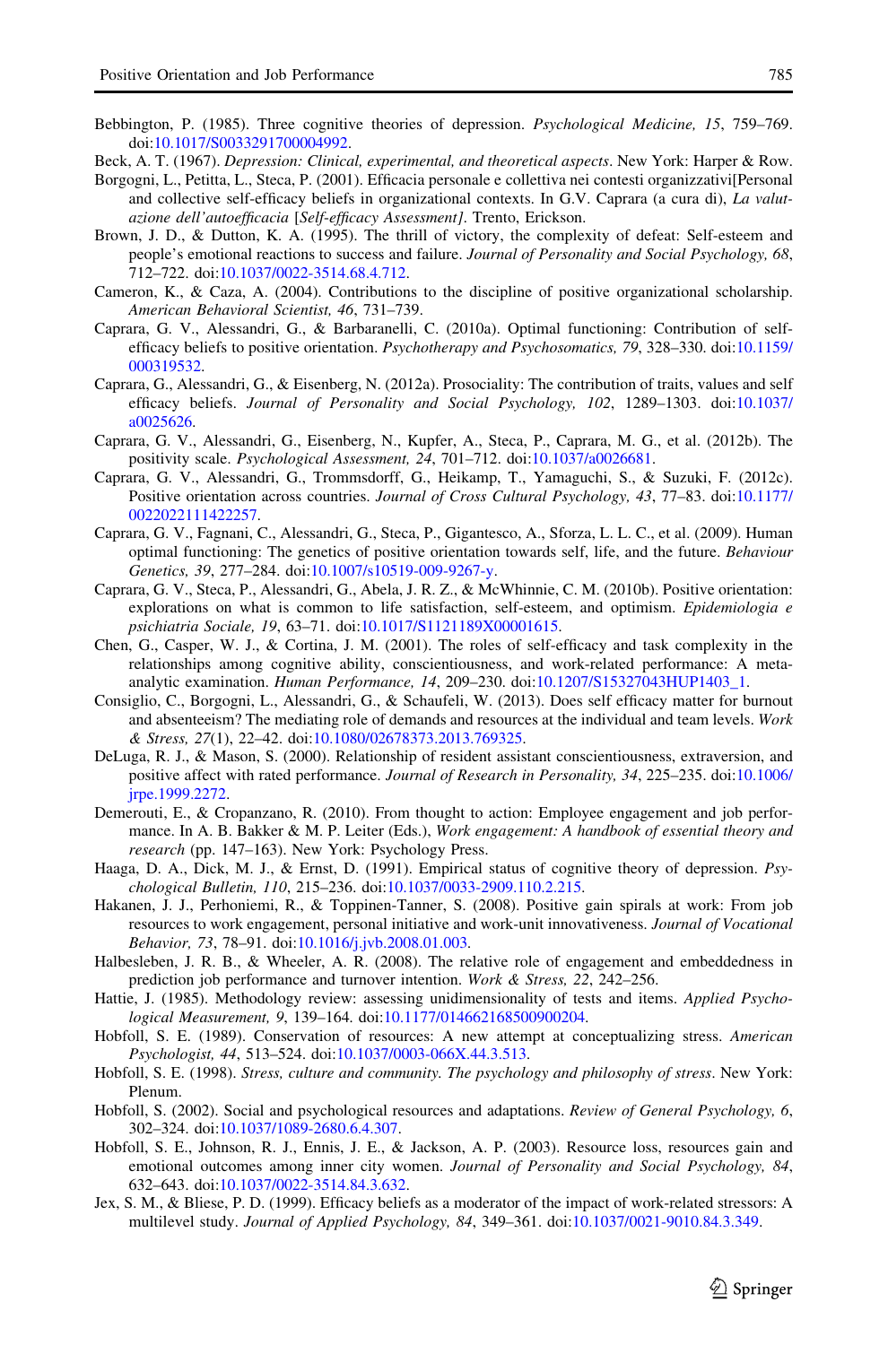Bebbington, P. (1985). Three cognitive theories of depression. *Psychological Medicine, 15*, 759–769. doi:10.1017/S0033291700004992.

Beck, A. T. (1967). *Depression: Clinical, experimental, and theoretical aspects*. New York: Harper & Row.

Borgogni, L., Petitta, L., Steca, P. (2001). Efficacia personale e collettiva nei contesti organizzativi[Personal and collective self-efficacy beliefs in organizational contexts. In G.V. Caprara (a cura di), *La valutazione dell'autoefficacia* [*Self-efficacy Assessment]*. Trento, Erickson.

Brown, J. D., & Dutton, K. A. (1995). The thrill of victory, the complexity of defeat: Self-esteem and people's emotional reactions to success and failure. *Journal of Personality and Social Psychology, 68*, 712–722. doi:10.1037/0022-3514.68.4.712.

Cameron, K., & Caza, A. (2004). Contributions to the discipline of positive organizational scholarship. *American Behavioral Scientist, 46*, 731–739.

Caprara, G. V., Alessandri, G., & Barbaranelli, C. (2010a). Optimal functioning: Contribution of self-efficacy beliefs to positive orientation. *Psychotherapy and Psychosomatics, 79*, 328–330. doi:10.1159/000319532.

Caprara, G., Alessandri, G., & Eisenberg, N. (2012a). Prosociality: The contribution of traits, values and self efficacy beliefs. *Journal of Personality and Social Psychology, 102*, 1289–1303. doi:10.1037/a0025626.

Caprara, G. V., Alessandri, G., Eisenberg, N., Kupfer, A., Steca, P., Caprara, M. G., et al. (2012b). The positivity scale. *Psychological Assessment, 24*, 701–712. doi:10.1037/a0026681.

Caprara, G. V., Alessandri, G., Trommsdorff, G., Heikamp, T., Yamaguchi, S., & Suzuki, F. (2012c). Positive orientation across countries. *Journal of Cross Cultural Psychology, 43*, 77–83. doi:10.1177/0022022111422257.

Caprara, G. V., Fagnani, C., Alessandri, G., Steca, P., Gigantesco, A., Sforza, L. L. C., et al. (2009). Human optimal functioning: The genetics of positive orientation towards self, life, and the future. *Behaviour Genetics, 39*, 277–284. doi:10.1007/s10519-009-9267-y.

Caprara, G. V., Steca, P., Alessandri, G., Abela, J. R. Z., & McWhinnie, C. M. (2010b). Positive orientation: explorations on what is common to life satisfaction, self-esteem, and optimism. *Epidemiologia e psichiatria Sociale, 19*, 63–71. doi:10.1017/S1121189X00001615.

Chen, G., Casper, W. J., & Cortina, J. M. (2001). The roles of self-efficacy and task complexity in the relationships among cognitive ability, conscientiousness, and work-related performance: A meta-analytic examination. *Human Performance, 14*, 209–230. doi:10.1207/S15327043HUP1403_1.

Consiglio, C., Borgogni, L., Alessandri, G., & Schaufeli, W. (2013). Does self efficacy matter for burnout and absenteeism? The mediating role of demands and resources at the individual and team levels. *Work & Stress, 27*(1), 22–42. doi:10.1080/02678373.2013.769325.

DeLuga, R. J., & Mason, S. (2000). Relationship of resident assistant conscientiousness, extraversion, and positive affect with rated performance. *Journal of Research in Personality, 34*, 225–235. doi:10.1006/jrpe.1999.2272.

Demerouti, E., & Cropanzano, R. (2010). From thought to action: Employee engagement and job performance. In A. B. Bakker & M. P. Leiter (Eds.), *Work engagement: A handbook of essential theory and research* (pp. 147–163). New York: Psychology Press.

Haaga, D. A., Dick, M. J., & Ernst, D. (1991). Empirical status of cognitive theory of depression. *Psychological Bulletin, 110*, 215–236. doi:10.1037/0033-2909.110.2.215.

Hakanen, J. J., Perhoniemi, R., & Toppinen-Tanner, S. (2008). Positive gain spirals at work: From job resources to work engagement, personal initiative and work-unit innovativeness. *Journal of Vocational Behavior, 73*, 78–91. doi:10.1016/j.jvb.2008.01.003.

Halbesleben, J. R. B., & Wheeler, A. R. (2008). The relative role of engagement and embeddedness in prediction job performance and turnover intention. *Work & Stress, 22*, 242–256.

Hattie, J. (1985). Methodology review: assessing unidimensionality of tests and items. *Applied Psychological Measurement, 9*, 139–164. doi:10.1177/014662168500900204.

Hobfoll, S. E. (1989). Conservation of resources: A new attempt at conceptualizing stress. *American Psychologist, 44*, 513–524. doi:10.1037/0003-066X.44.3.513.

Hobfoll, S. E. (1998). *Stress, culture and community. The psychology and philosophy of stress*. New York: Plenum.

Hobfoll, S. (2002). Social and psychological resources and adaptations. *Review of General Psychology, 6*, 302–324. doi:10.1037/1089-2680.6.4.307.

Hobfoll, S. E., Johnson, R. J., Ennis, J. E., & Jackson, A. P. (2003). Resource loss, resources gain and emotional outcomes among inner city women. *Journal of Personality and Social Psychology, 84*, 632–643. doi:10.1037/0022-3514.84.3.632.

Jex, S. M., & Bliese, P. D. (1999). Efficacy beliefs as a moderator of the impact of work-related stressors: A multilevel study. *Journal of Applied Psychology, 84*, 349–361. doi:10.1037/0021-9010.84.3.349.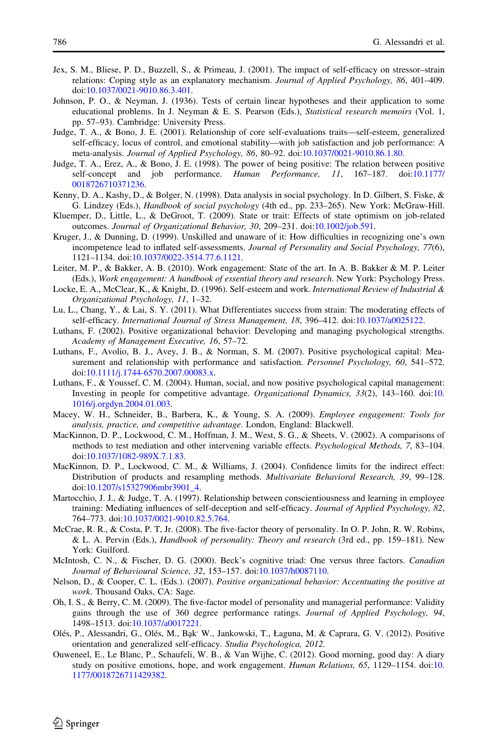Jex, S. M., Bliese, P. D., Buzzell, S., & Primeau, J. (2001). The impact of self-efficacy on stressor–strain relations: Coping style as an explanatory mechanism. *Journal of Applied Psychology, 86*, 401–409. doi:10.1037/0021-9010.86.3.401.

Johnson, P. O., & Neyman, J. (1936). Tests of certain linear hypotheses and their application to some educational problems. In J. Neyman & E. S. Pearson (Eds.), *Statistical research memoirs* (Vol. 1, pp. 57–93). Cambridge: University Press.

Judge, T. A., & Bono, J. E. (2001). Relationship of core self-evaluations traits—self-esteem, generalized self-efficacy, locus of control, and emotional stability—with job satisfaction and job performance: A meta-analysis. *Journal of Applied Psychology, 86*, 80–92. doi:10.1037/0021-9010.86.1.80.

Judge, T. A., Erez, A., & Bono, J. E. (1998). The power of being positive: The relation between positive self-concept and job performance. *Human Performance, 11*, 167–187. doi:10.1177/0018726710371236.

Kenny, D. A., Kashy, D., & Bolger, N. (1998). Data analysis in social psychology. In D. Gilbert, S. Fiske, & G. Lindzey (Eds.), *Handbook of social psychology* (4th ed., pp. 233–265). New York: McGraw-Hill.

Kluemper, D., Little, L., & DeGroot, T. (2009). State or trait: Effects of state optimism on job-related outcomes. *Journal of Organizational Behavior, 30*, 209–231. doi:10.1002/job.591.

Kruger, J., & Dunning, D. (1999). Unskilled and unaware of it: How difficulties in recognizing one's own incompetence lead to inflated self-assessments. *Journal of Personality and Social Psychology, 77*(6), 1121–1134. doi:10.1037/0022-3514.77.6.1121.

Leiter, M. P., & Bakker, A. B. (2010). Work engagement: State of the art. In A. B. Bakker & M. P. Leiter (Eds.), *Work engagement: A handbook of essential theory and research*. New York: Psychology Press.

Locke, E. A., McClear, K., & Knight, D. (1996). Self-esteem and work. *International Review of Industrial & Organizational Psychology, 11*, 1–32.

Lu, L., Chang, Y., & Lai, S. Y. (2011). What Differentiates success from strain: The moderating effects of self-efficacy. *International Journal of Stress Management, 18*, 396–412. doi:10.1037/a0025122.

Luthans, F. (2002). Positive organizational behavior: Developing and managing psychological strengths. *Academy of Management Executive, 16*, 57–72.

Luthans, F., Avolio, B. J., Avey, J. B., & Norman, S. M. (2007). Positive psychological capital: Measurement and relationship with performance and satisfaction. *Personnel Psychology, 60*, 541–572. doi:10.1111/j.1744-6570.2007.00083.x.

Luthans, F., & Youssef, C. M. (2004). Human, social, and now positive psychological capital management: Investing in people for competitive advantage. *Organizational Dynamics, 33*(2), 143–160. doi:10.1016/j.orgdyn.2004.01.003.

Macey, W. H., Schneider, B., Barbera, K., & Young, S. A. (2009). *Employee engagement: Tools for analysis, practice, and competitive advantage*. London, England: Blackwell.

MacKinnon, D. P., Lockwood, C. M., Hoffman, J. M., West, S. G., & Sheets, V. (2002). A comparisons of methods to test mediation and other intervening variable effects. *Psychological Methods, 7*, 83–104. doi:10.1037/1082-989X.7.1.83.

MacKinnon, D. P., Lockwood, C. M., & Williams, J. (2004). Confidence limits for the indirect effect: Distribution of products and resampling methods. *Multivariate Behavioral Research, 39*, 99–128. doi:10.1207/s15327906mbr3901_4.

Martocchio, J. J., & Judge, T. A. (1997). Relationship between conscientiousness and learning in employee training: Mediating influences of self-deception and self-efficacy. *Journal of Applied Psychology, 82*, 764–773. doi:10.1037/0021-9010.82.5.764.

McCrae, R. R., & Costa, P. T, Jr. (2008). The five-factor theory of personality. In O. P. John, R. W. Robins, & L. A. Pervin (Eds.), *Handbook of personality: Theory and research* (3rd ed., pp. 159–181). New York: Guilford.

McIntosh, C. N., & Fischer, D. G. (2000). Beck's cognitive triad: One versus three factors. *Canadian Journal of Behavioural Science, 32*, 153–157. doi:10.1037/h0087110.

Nelson, D., & Cooper, C. L. (Eds.). (2007). *Positive organizational behavior: Accentuating the positive at work*. Thousand Oaks, CA: Sage.

Oh, I. S., & Berry, C. M. (2009). The five-factor model of personality and managerial performance: Validity gains through the use of 360 degree performance ratings. *Journal of Applied Psychology, 94*, 1498–1513. doi:10.1037/a0017221.

Olés, P., Alessandri, G., Olés, M., Bąk˙ W., Jankowski, T., Łaguna, M. & Caprara, G. V. (2012). Positive orientation and generalized self-efficacy. *Studia Psychologica, 2012.*

Ouweneel, E., Le Blanc, P., Schaufeli, W. B., & Van Wijhe, C. (2012). Good morning, good day: A diary study on positive emotions, hope, and work engagement. *Human Relations, 65*, 1129–1154. doi:10.1177/0018726711429382.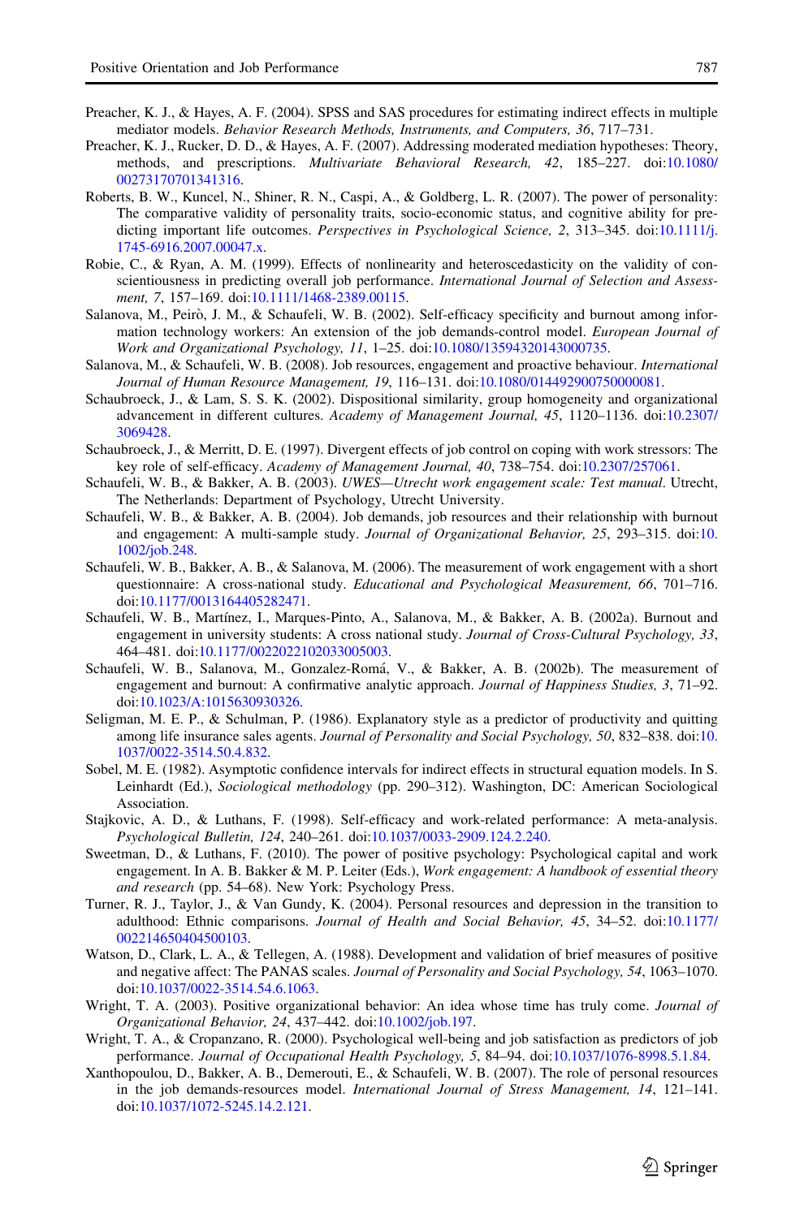Preacher, K. J., & Hayes, A. F. (2004). SPSS and SAS procedures for estimating indirect effects in multiple mediator models. *Behavior Research Methods, Instruments, and Computers, 36*, 717–731.

Preacher, K. J., Rucker, D. D., & Hayes, A. F. (2007). Addressing moderated mediation hypotheses: Theory, methods, and prescriptions. *Multivariate Behavioral Research, 42*, 185–227. doi:10.1080/00273170701341316.

Roberts, B. W., Kuncel, N., Shiner, R. N., Caspi, A., & Goldberg, L. R. (2007). The power of personality: The comparative validity of personality traits, socio-economic status, and cognitive ability for predicting important life outcomes. *Perspectives in Psychological Science, 2*, 313–345. doi:10.1111/j.1745-6916.2007.00047.x.

Robie, C., & Ryan, A. M. (1999). Effects of nonlinearity and heteroscedasticity on the validity of conscientiousness in predicting overall job performance. *International Journal of Selection and Assessment, 7*, 157–169. doi:10.1111/1468-2389.00115.

Salanova, M., Peirò, J. M., & Schaufeli, W. B. (2002). Self-efficacy specificity and burnout among information technology workers: An extension of the job demands-control model. *European Journal of Work and Organizational Psychology, 11*, 1–25. doi:10.1080/13594320143000735.

Salanova, M., & Schaufeli, W. B. (2008). Job resources, engagement and proactive behaviour. *International Journal of Human Resource Management, 19*, 116–131. doi:10.1080/014492900750000081.

Schaubroeck, J., & Lam, S. S. K. (2002). Dispositional similarity, group homogeneity and organizational advancement in different cultures. *Academy of Management Journal, 45*, 1120–1136. doi:10.2307/3069428.

Schaubroeck, J., & Merritt, D. E. (1997). Divergent effects of job control on coping with work stressors: The key role of self-efficacy. *Academy of Management Journal, 40*, 738–754. doi:10.2307/257061.

Schaufeli, W. B., & Bakker, A. B. (2003). *UWES—Utrecht work engagement scale: Test manual*. Utrecht, The Netherlands: Department of Psychology, Utrecht University.

Schaufeli, W. B., & Bakker, A. B. (2004). Job demands, job resources and their relationship with burnout and engagement: A multi-sample study. *Journal of Organizational Behavior, 25*, 293–315. doi:10.1002/job.248.

Schaufeli, W. B., Bakker, A. B., & Salanova, M. (2006). The measurement of work engagement with a short questionnaire: A cross-national study. *Educational and Psychological Measurement, 66*, 701–716. doi:10.1177/0013164405282471.

Schaufeli, W. B., Martínez, I., Marques-Pinto, A., Salanova, M., & Bakker, A. B. (2002a). Burnout and engagement in university students: A cross national study. *Journal of Cross-Cultural Psychology, 33*, 464–481. doi:10.1177/0022022102033005003.

Schaufeli, W. B., Salanova, M., Gonzalez-Romá, V., & Bakker, A. B. (2002b). The measurement of engagement and burnout: A confirmative analytic approach. *Journal of Happiness Studies, 3*, 71–92. doi:10.1023/A:1015630930326.

Seligman, M. E. P., & Schulman, P. (1986). Explanatory style as a predictor of productivity and quitting among life insurance sales agents. *Journal of Personality and Social Psychology, 50*, 832–838. doi:10.1037/0022-3514.50.4.832.

Sobel, M. E. (1982). Asymptotic confidence intervals for indirect effects in structural equation models. In S. Leinhardt (Ed.), *Sociological methodology* (pp. 290–312). Washington, DC: American Sociological Association.

Stajkovic, A. D., & Luthans, F. (1998). Self-efficacy and work-related performance: A meta-analysis. *Psychological Bulletin, 124*, 240–261. doi:10.1037/0033-2909.124.2.240.

Sweetman, D., & Luthans, F. (2010). The power of positive psychology: Psychological capital and work engagement. In A. B. Bakker & M. P. Leiter (Eds.), *Work engagement: A handbook of essential theory and research* (pp. 54–68). New York: Psychology Press.

Turner, R. J., Taylor, J., & Van Gundy, K. (2004). Personal resources and depression in the transition to adulthood: Ethnic comparisons. *Journal of Health and Social Behavior, 45*, 34–52. doi:10.1177/002214650404500103.

Watson, D., Clark, L. A., & Tellegen, A. (1988). Development and validation of brief measures of positive and negative affect: The PANAS scales. *Journal of Personality and Social Psychology, 54*, 1063–1070. doi:10.1037/0022-3514.54.6.1063.

Wright, T. A. (2003). Positive organizational behavior: An idea whose time has truly come. *Journal of Organizational Behavior, 24*, 437–442. doi:10.1002/job.197.

Wright, T. A., & Cropanzano, R. (2000). Psychological well-being and job satisfaction as predictors of job performance. *Journal of Occupational Health Psychology, 5*, 84–94. doi:10.1037/1076-8998.5.1.84.

Xanthopoulou, D., Bakker, A. B., Demerouti, E., & Schaufeli, W. B. (2007). The role of personal resources in the job demands-resources model. *International Journal of Stress Management, 14*, 121–141. doi:10.1037/1072-5245.14.2.121.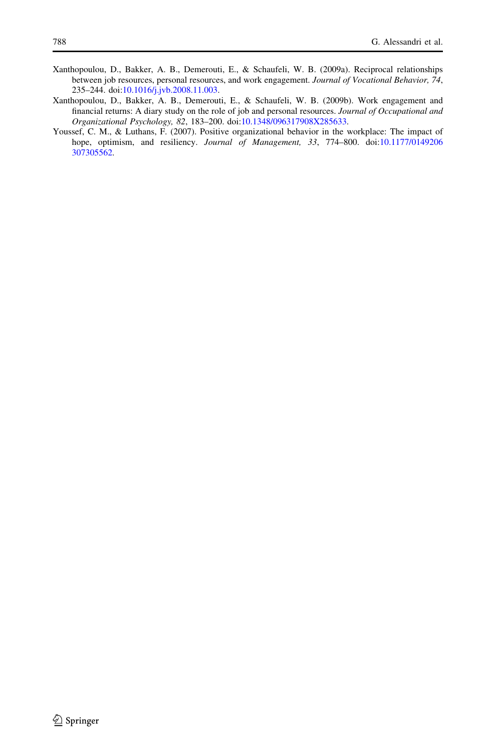Xanthopoulou, D., Bakker, A. B., Demerouti, E., & Schaufeli, W. B. (2009a). Reciprocal relationships between job resources, personal resources, and work engagement. *Journal of Vocational Behavior, 74*, 235–244. doi:10.1016/j.jvb.2008.11.003.

Xanthopoulou, D., Bakker, A. B., Demerouti, E., & Schaufeli, W. B. (2009b). Work engagement and financial returns: A diary study on the role of job and personal resources. *Journal of Occupational and Organizational Psychology, 82*, 183–200. doi:10.1348/096317908X285633.

Youssef, C. M., & Luthans, F. (2007). Positive organizational behavior in the workplace: The impact of hope, optimism, and resiliency. *Journal of Management, 33*, 774–800. doi:10.1177/0149206307305562.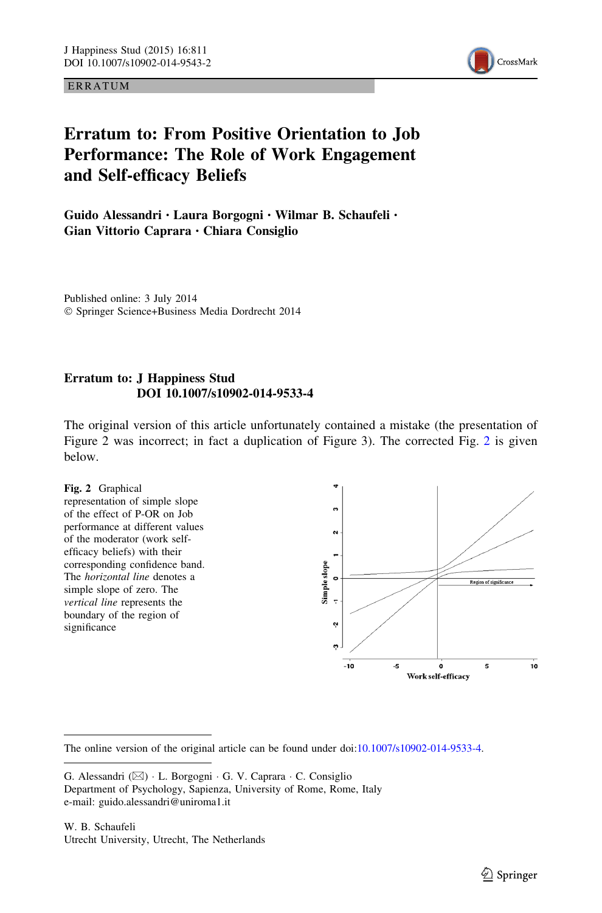ERRATUM

# Erratum to: From Positive Orientation to Job Performance: The Role of Work Engagement and Self-efficacy Beliefs

**Guido Alessandri · Laura Borgogni · Wilmar B. Schaufeli · Gian Vittorio Caprara · Chiara Consiglio**

Published online: 3 July 2014
© Springer Science+Business Media Dordrecht 2014

**Erratum to: J Happiness Stud DOI 10.1007/s10902-014-9533-4**

The original version of this article unfortunately contained a mistake (the presentation of Figure 2 was incorrect; in fact a duplication of Figure 3). The corrected Fig. 2 is given below.

Simple slope
4
3
2
1
0
-1
-2
-3
Region of significance
-10
-5
0
5
10
Work self-efficacy

**Fig. 2** Graphical representation of simple slope of the effect of P-OR on Job performance at different values of the moderator (work self-efficacy beliefs) with their corresponding confidence band. The *horizontal line* denotes a simple slope of zero. The *vertical line* represents the boundary of the region of significance

The online version of the original article can be found under doi:10.1007/s10902-014-9533-4.

G. Alessandri (✉) · L. Borgogni · G. V. Caprara · C. Consiglio
Department of Psychology, Sapienza, University of Rome, Rome, Italy
e-mail: guido.alessandri@uniroma1.it

W. B. Schaufeli
Utrecht University, Utrecht, The Netherlands